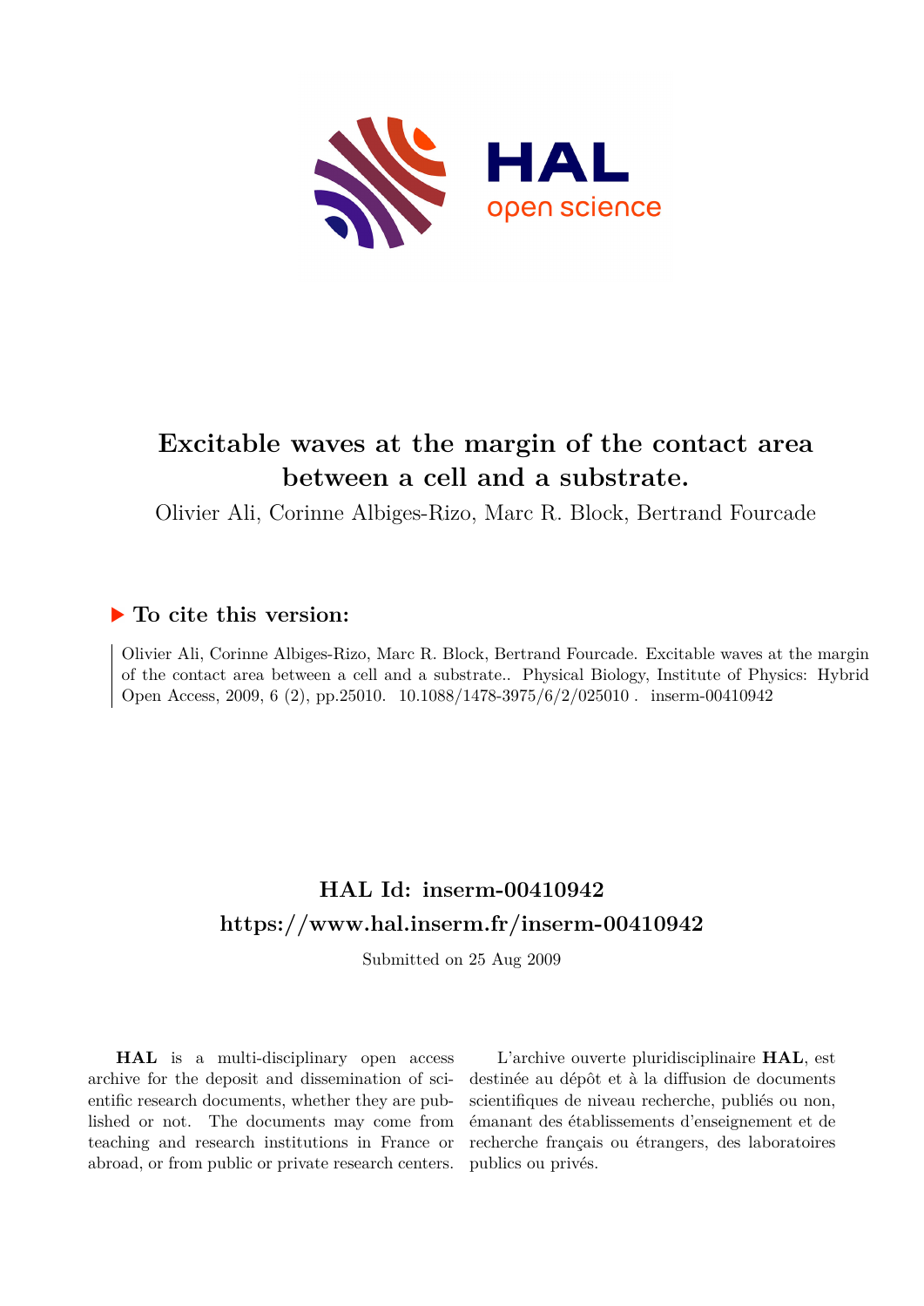# Excitable waves at the margin of the contact area between a cell and a substrate.

Olivier Ali, Corinne Albiges-Rizo, Marc R. Block, Bertrand Fourcade

## ▶ To cite this version:

Olivier Ali, Corinne Albiges-Rizo, Marc R. Block, Bertrand Fourcade. Excitable waves at the margin of the contact area between a cell and a substrate.. Physical Biology, Institute of Physics: Hybrid Open Access, 2009, 6 (2), pp.25010. 10.1088/1478-3975/6/2/025010 . inserm-00410942

## HAL Id: inserm-00410942
## https://www.hal.inserm.fr/inserm-00410942

Submitted on 25 Aug 2009

**HAL** is a multi-disciplinary open access archive for the deposit and dissemination of scientific research documents, whether they are published or not. The documents may come from teaching and research institutions in France or abroad, or from public or private research centers.

L'archive ouverte pluridisciplinaire **HAL**, est destinée au dépôt et à la diffusion de documents scientifiques de niveau recherche, publiés ou non, émanant des établissements d'enseignement et de recherche français ou étrangers, des laboratoires publics ou privés.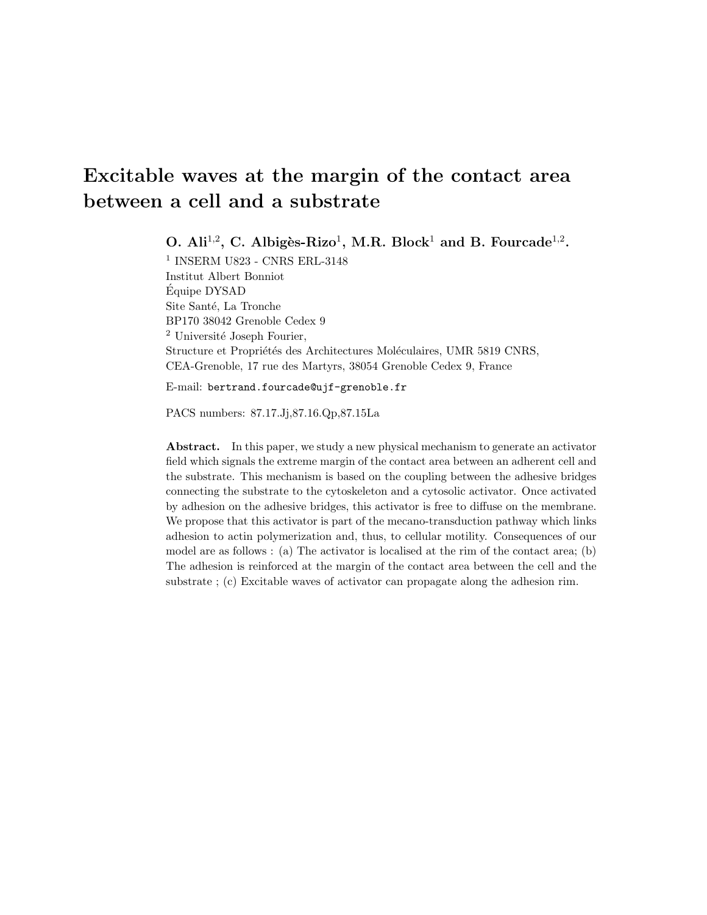# Excitable waves at the margin of the contact area between a cell and a substrate

**O. Ali[1,2], C. Albigès-Rizo[1], M.R. Block[1] and B. Fourcade[1,2].**

[1] INSERM U823 - CNRS ERL-3148
Institut Albert Bonniot
Équipe DYSAD
Site Santé, La Tronche
BP170 38042 Grenoble Cedex 9
[2] Université Joseph Fourier,
Structure et Propriétés des Architectures Moléculaires, UMR 5819 CNRS,
CEA-Grenoble, 17 rue des Martyrs, 38054 Grenoble Cedex 9, France

E-mail: bertrand.fourcade@ujf-grenoble.fr

PACS numbers: 87.17.Jj,87.16.Qp,87.15La

**Abstract.** In this paper, we study a new physical mechanism to generate an activator field which signals the extreme margin of the contact area between an adherent cell and the substrate. This mechanism is based on the coupling between the adhesive bridges connecting the substrate to the cytoskeleton and a cytosolic activator. Once activated by adhesion on the adhesive bridges, this activator is free to diffuse on the membrane. We propose that this activator is part of the mecano-transduction pathway which links adhesion to actin polymerization and, thus, to cellular motility. Consequences of our model are as follows : (a) The activator is localised at the rim of the contact area; (b) The adhesion is reinforced at the margin of the contact area between the cell and the substrate ; (c) Excitable waves of activator can propagate along the adhesion rim.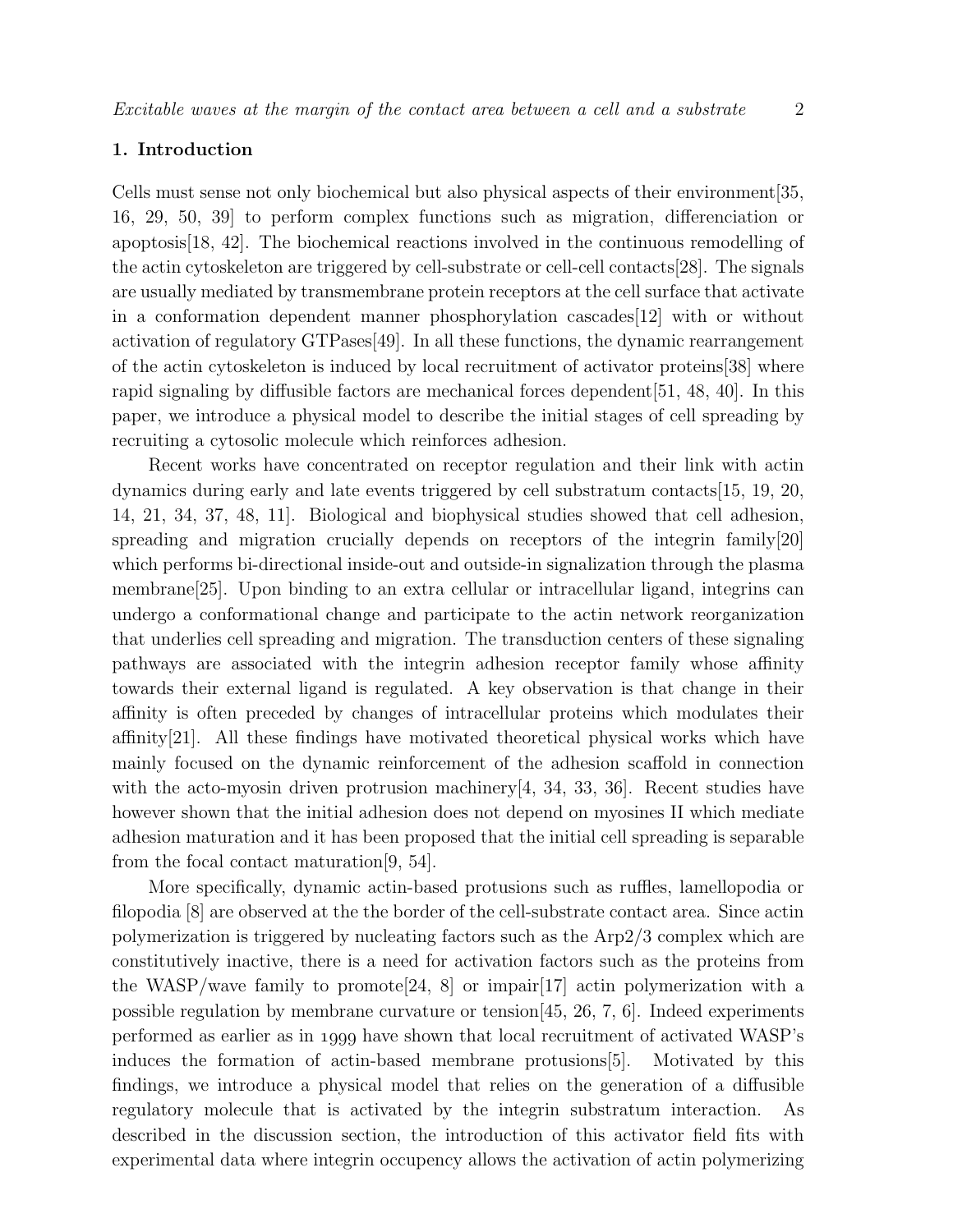## 1. Introduction

Cells must sense not only biochemical but also physical aspects of their environment[35, 16, 29, 50, 39] to perform complex functions such as migration, differenciation or apoptosis[18, 42]. The biochemical reactions involved in the continuous remodelling of the actin cytoskeleton are triggered by cell-substrate or cell-cell contacts[28]. The signals are usually mediated by transmembrane protein receptors at the cell surface that activate in a conformation dependent manner phosphorylation cascades[12] with or without activation of regulatory GTPases[49]. In all these functions, the dynamic rearrangement of the actin cytoskeleton is induced by local recruitment of activator proteins[38] where rapid signaling by diffusible factors are mechanical forces dependent[51, 48, 40]. In this paper, we introduce a physical model to describe the initial stages of cell spreading by recruiting a cytosolic molecule which reinforces adhesion.

Recent works have concentrated on receptor regulation and their link with actin dynamics during early and late events triggered by cell substratum contacts[15, 19, 20, 14, 21, 34, 37, 48, 11]. Biological and biophysical studies showed that cell adhesion, spreading and migration crucially depends on receptors of the integrin family[20] which performs bi-directional inside-out and outside-in signalization through the plasma membrane[25]. Upon binding to an extra cellular or intracellular ligand, integrins can undergo a conformational change and participate to the actin network reorganization that underlies cell spreading and migration. The transduction centers of these signaling pathways are associated with the integrin adhesion receptor family whose affinity towards their external ligand is regulated. A key observation is that change in their affinity is often preceded by changes of intracellular proteins which modulates their affinity[21]. All these findings have motivated theoretical physical works which have mainly focused on the dynamic reinforcement of the adhesion scaffold in connection with the acto-myosin driven protrusion machinery[4, 34, 33, 36]. Recent studies have however shown that the initial adhesion does not depend on myosines II which mediate adhesion maturation and it has been proposed that the initial cell spreading is separable from the focal contact maturation[9, 54].

More specifically, dynamic actin-based protusions such as ruffles, lamellopodia or filopodia [8] are observed at the the border of the cell-substrate contact area. Since actin polymerization is triggered by nucleating factors such as the Arp2/3 complex which are constitutively inactive, there is a need for activation factors such as the proteins from the WASP/wave family to promote[24, 8] or impair[17] actin polymerization with a possible regulation by membrane curvature or tension[45, 26, 7, 6]. Indeed experiments performed as earlier as in 1999 have shown that local recruitment of activated WASP's induces the formation of actin-based membrane protusions[5]. Motivated by this findings, we introduce a physical model that relies on the generation of a diffusible regulatory molecule that is activated by the integrin substratum interaction. As described in the discussion section, the introduction of this activator field fits with experimental data where integrin occupency allows the activation of actin polymerizing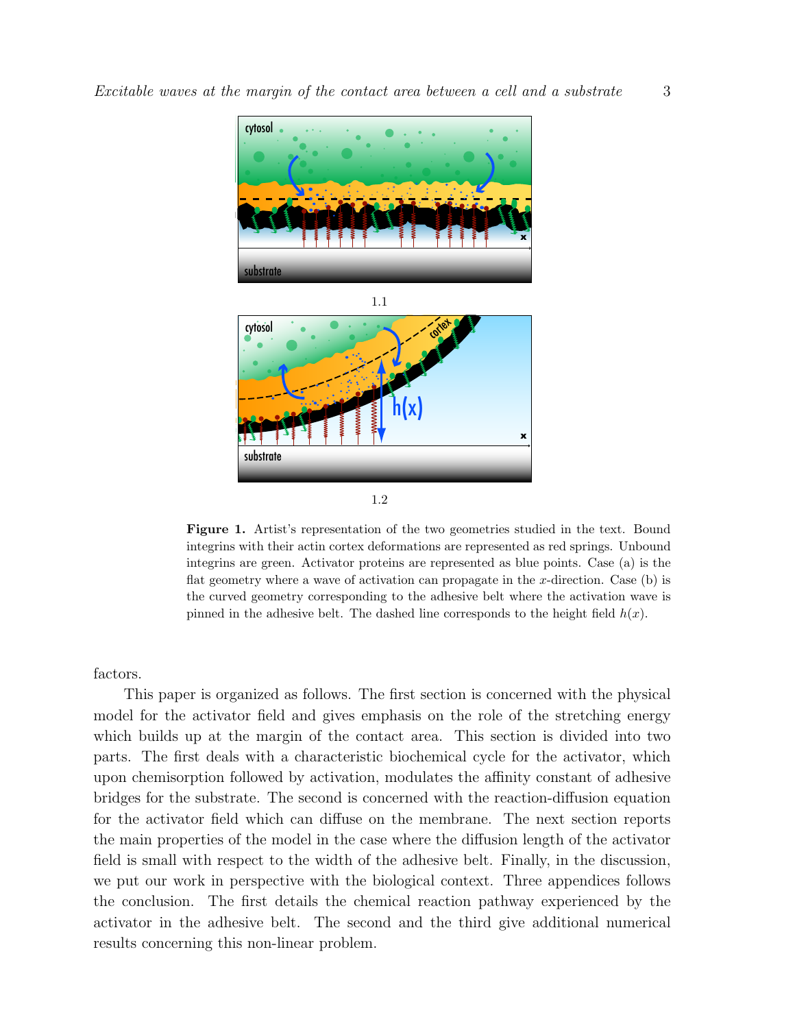1.1

1.2

**Figure 1.** Artist's representation of the two geometries studied in the text. Bound integrins with their actin cortex deformations are represented as red springs. Unbound integrins are green. Activator proteins are represented as blue points. Case (a) is the flat geometry where a wave of activation can propagate in the $x$-direction. Case (b) is the curved geometry corresponding to the adhesive belt where the activation wave is pinned in the adhesive belt. The dashed line corresponds to the height field $h(x)$.

factors.

This paper is organized as follows. The first section is concerned with the physical model for the activator field and gives emphasis on the role of the stretching energy which builds up at the margin of the contact area. This section is divided into two parts. The first deals with a characteristic biochemical cycle for the activator, which upon chemisorption followed by activation, modulates the affinity constant of adhesive bridges for the substrate. The second is concerned with the reaction-diffusion equation for the activator field which can diffuse on the membrane. The next section reports the main properties of the model in the case where the diffusion length of the activator field is small with respect to the width of the adhesive belt. Finally, in the discussion, we put our work in perspective with the biological context. Three appendices follows the conclusion. The first details the chemical reaction pathway experienced by the activator in the adhesive belt. The second and the third give additional numerical results concerning this non-linear problem.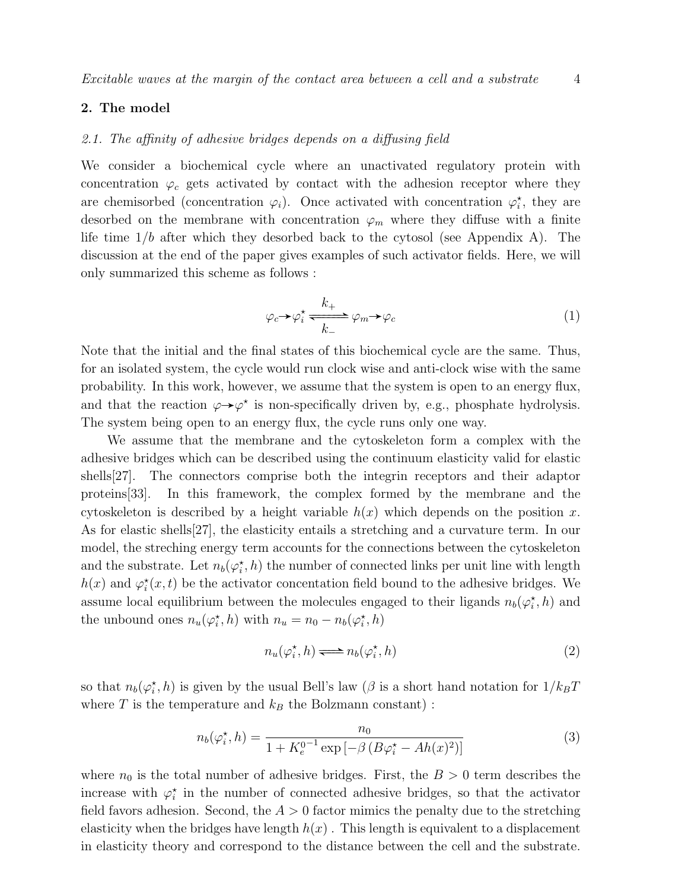## 2. The model

### 2.1. The affinity of adhesive bridges depends on a diffusing field

We consider a biochemical cycle where an unactivated regulatory protein with concentration $\varphi_c$ gets activated by contact with the adhesion receptor where they are chemisorbed (concentration $\varphi_i$). Once activated with concentration $\varphi_i^\star$, they are desorbed on the membrane with concentration $\varphi_m$ where they diffuse with a finite life time $1/b$ after which they desorbed back to the cytosol (see Appendix A). The discussion at the end of the paper gives examples of such activator fields. Here, we will only summarized this scheme as follows :

$$\varphi_c \rightarrow \varphi_i^\star \underset{k_-}{\overset{k_+}{\rightleftharpoons}} \varphi_m \rightarrow \varphi_c \tag{1}$$

Note that the initial and the final states of this biochemical cycle are the same. Thus, for an isolated system, the cycle would run clock wise and anti-clock wise with the same probability. In this work, however, we assume that the system is open to an energy flux, and that the reaction $\varphi \rightarrow \varphi^\star$ is non-specifically driven by, e.g., phosphate hydrolysis. The system being open to an energy flux, the cycle runs only one way.

We assume that the membrane and the cytoskeleton form a complex with the adhesive bridges which can be described using the continuum elasticity valid for elastic shells[27]. The connectors comprise both the integrin receptors and their adaptor proteins[33]. In this framework, the complex formed by the membrane and the cytoskeleton is described by a height variable $h(x)$ which depends on the position $x$. As for elastic shells[27], the elasticity entails a stretching and a curvature term. In our model, the streching energy term accounts for the connections between the cytoskeleton and the substrate. Let $n_b(\varphi_i^\star, h)$ the number of connected links per unit line with length $h(x)$ and $\varphi_i^\star(x,t)$ be the activator concentation field bound to the adhesive bridges. We assume local equilibrium between the molecules engaged to their ligands $n_b(\varphi_i^\star, h)$ and the unbound ones $n_u(\varphi_i^\star, h)$ with $n_u = n_0 - n_b(\varphi_i^\star, h)$

$$n_u(\varphi_i^\star, h) \rightleftharpoons n_b(\varphi_i^\star, h) \tag{2}$$

so that $n_b(\varphi_i^\star, h)$ is given by the usual Bell's law ($\beta$ is a short hand notation for $1/k_BT$ where $T$ is the temperature and $k_B$ the Bolzmann constant) :

$$n_b(\varphi_i^\star, h) = \frac{n_0}{1 + K_e^{0^{-1}} \exp\left[-\beta\left(B\varphi_i^\star - Ah(x)^2\right)\right]} \tag{3}$$

where $n_0$ is the total number of adhesive bridges. First, the $B > 0$ term describes the increase with $\varphi_i^\star$ in the number of connected adhesive bridges, so that the activator field favors adhesion. Second, the $A > 0$ factor mimics the penalty due to the stretching elasticity when the bridges have length $h(x)$ . This length is equivalent to a displacement in elasticity theory and correspond to the distance between the cell and the substrate.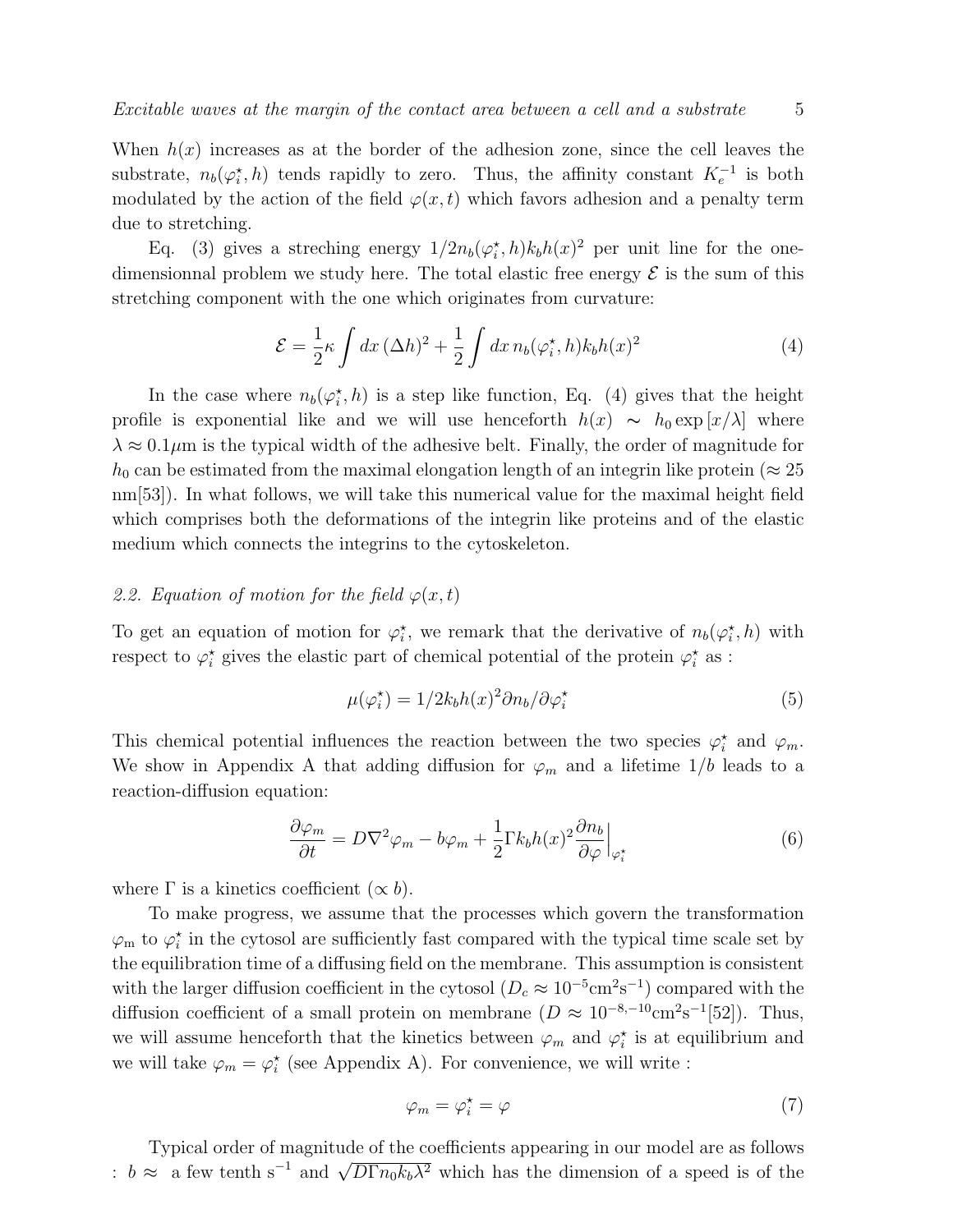When $h(x)$ increases as at the border of the adhesion zone, since the cell leaves the substrate, $n_b(\varphi_i^\star, h)$ tends rapidly to zero. Thus, the affinity constant $K_e^{-1}$ is both modulated by the action of the field $\varphi(x,t)$ which favors adhesion and a penalty term due to stretching.

Eq. (3) gives a streching energy $1/2 n_b(\varphi_i^\star, h) k_b h(x)^2$ per unit line for the one-dimensionnal problem we study here. The total elastic free energy $\mathcal{E}$ is the sum of this stretching component with the one which originates from curvature:

$$\mathcal{E} = \frac{1}{2}\kappa \int dx\, (\Delta h)^2 + \frac{1}{2}\int dx\, n_b(\varphi_i^\star, h) k_b h(x)^2 \tag{4}$$

In the case where $n_b(\varphi_i^\star, h)$ is a step like function, Eq. (4) gives that the height profile is exponential like and we will use henceforth $h(x) \sim h_0 \exp[x/\lambda]$ where $\lambda \approx 0.1\mu$m is the typical width of the adhesive belt. Finally, the order of magnitude for $h_0$ can be estimated from the maximal elongation length of an integrin like protein ($\approx 25$ nm[53]). In what follows, we will take this numerical value for the maximal height field which comprises both the deformations of the integrin like proteins and of the elastic medium which connects the integrins to the cytoskeleton.

### *2.2. Equation of motion for the field $\varphi(x,t)$*

To get an equation of motion for $\varphi_i^\star$, we remark that the derivative of $n_b(\varphi_i^\star, h)$ with respect to $\varphi_i^\star$ gives the elastic part of chemical potential of the protein $\varphi_i^\star$ as :

$$\mu(\varphi_i^\star) = 1/2 k_b h(x)^2 \partial n_b / \partial \varphi_i^\star \tag{5}$$

This chemical potential influences the reaction between the two species $\varphi_i^\star$ and $\varphi_m$. We show in Appendix A that adding diffusion for $\varphi_m$ and a lifetime $1/b$ leads to a reaction-diffusion equation:

$$\frac{\partial \varphi_m}{\partial t} = D\nabla^2 \varphi_m - b\varphi_m + \frac{1}{2}\Gamma k_b h(x)^2 \frac{\partial n_b}{\partial \varphi}\Big|_{\varphi_i^\star} \tag{6}$$

where $\Gamma$ is a kinetics coefficient ($\propto b$).

To make progress, we assume that the processes which govern the transformation $\varphi_{\rm m}$ to $\varphi_i^\star$ in the cytosol are sufficiently fast compared with the typical time scale set by the equilibration time of a diffusing field on the membrane. This assumption is consistent with the larger diffusion coefficient in the cytosol ($D_c \approx 10^{-5}$cm$^2$s$^{-1}$) compared with the diffusion coefficient of a small protein on membrane ($D \approx 10^{-8,-10}$cm$^2$s$^{-1}$[52]). Thus, we will assume henceforth that the kinetics between $\varphi_m$ and $\varphi_i^\star$ is at equilibrium and we will take $\varphi_m = \varphi_i^\star$ (see Appendix A). For convenience, we will write :

$$\varphi_m = \varphi_i^\star = \varphi \tag{7}$$

Typical order of magnitude of the coefficients appearing in our model are as follows : $b \approx$ a few tenth s$^{-1}$ and $\sqrt{D\Gamma n_0 k_b \lambda^2}$ which has the dimension of a speed is of the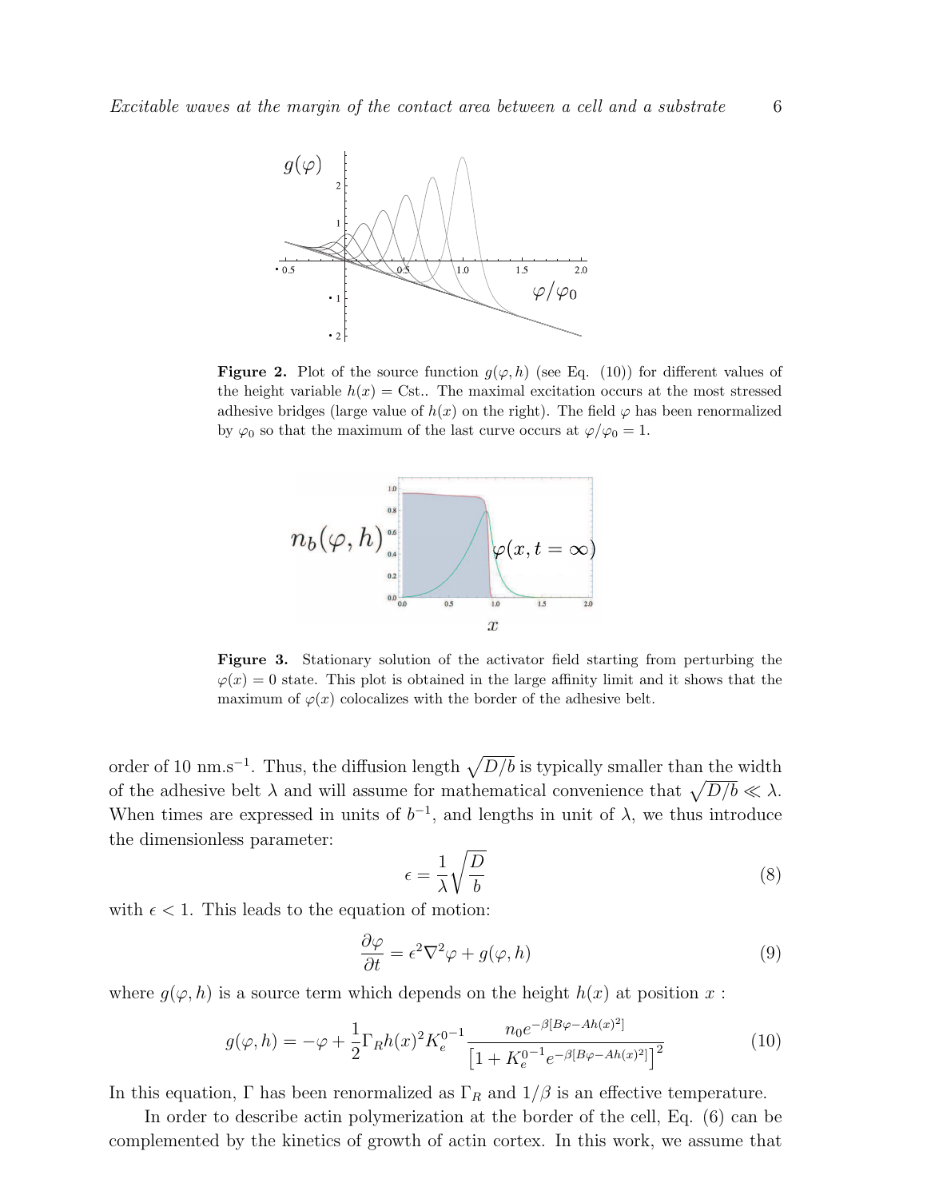**Figure 2.** Plot of the source function $g(\varphi, h)$ (see Eq. (10)) for different values of the height variable $h(x) = \text{Cst.}$. The maximal excitation occurs at the most stressed adhesive bridges (large value of $h(x)$ on the right). The field $\varphi$ has been renormalized by $\varphi_0$ so that the maximum of the last curve occurs at $\varphi/\varphi_0 = 1$.

**Figure 3.** Stationary solution of the activator field starting from perturbing the $\varphi(x) = 0$ state. This plot is obtained in the large affinity limit and it shows that the maximum of $\varphi(x)$ colocalizes with the border of the adhesive belt.

order of 10 nm.s$^{-1}$. Thus, the diffusion length $\sqrt{D/b}$ is typically smaller than the width of the adhesive belt $\lambda$ and will assume for mathematical convenience that $\sqrt{D/b} \ll \lambda$. When times are expressed in units of $b^{-1}$, and lengths in unit of $\lambda$, we thus introduce the dimensionless parameter:

$$\epsilon = \frac{1}{\lambda}\sqrt{\frac{D}{b}} \tag{8}$$

with $\epsilon < 1$. This leads to the equation of motion:

$$\frac{\partial \varphi}{\partial t} = \epsilon^2 \nabla^2 \varphi + g(\varphi, h) \tag{9}$$

where $g(\varphi, h)$ is a source term which depends on the height $h(x)$ at position $x$ :

$$g(\varphi, h) = -\varphi + \frac{1}{2}\Gamma_R h(x)^2 K_e^{0^{-1}} \frac{n_0 e^{-\beta[B\varphi - Ah(x)^2]}}{\left[1 + K_e^{0^{-1}} e^{-\beta[B\varphi - Ah(x)^2]}\right]^2} \tag{10}$$

In this equation, $\Gamma$ has been renormalized as $\Gamma_R$ and $1/\beta$ is an effective temperature.

In order to describe actin polymerization at the border of the cell, Eq. (6) can be complemented by the kinetics of growth of actin cortex. In this work, we assume that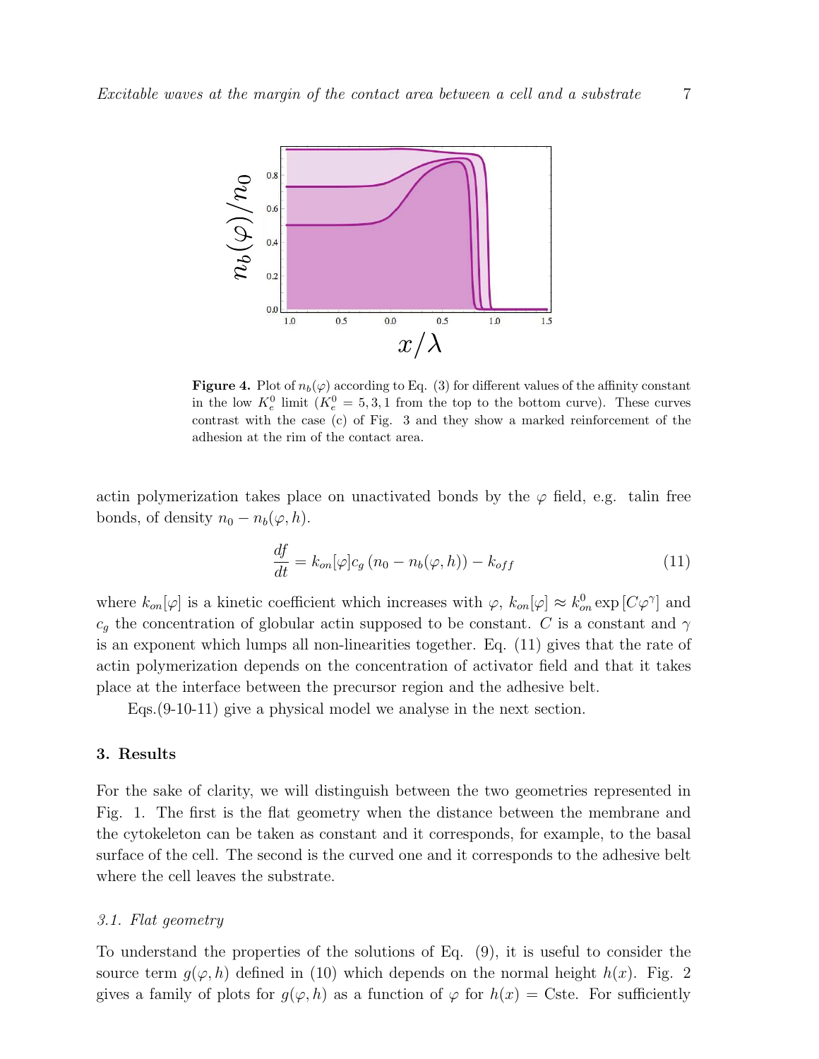**Figure 4.** Plot of $n_b(\varphi)$ according to Eq. (3) for different values of the affinity constant in the low $K_e^0$ limit ($K_e^0 = 5, 3, 1$ from the top to the bottom curve). These curves contrast with the case (c) of Fig. 3 and they show a marked reinforcement of the adhesion at the rim of the contact area.

actin polymerization takes place on unactivated bonds by the $\varphi$ field, e.g. talin free bonds, of density $n_0 - n_b(\varphi, h)$.

$$\frac{df}{dt} = k_{on}[\varphi] c_g \left(n_0 - n_b(\varphi, h)\right) - k_{off} \tag{11}$$

where $k_{on}[\varphi]$ is a kinetic coefficient which increases with $\varphi$, $k_{on}[\varphi] \approx k_{on}^0 \exp\left[C\varphi^\gamma\right]$ and $c_g$ the concentration of globular actin supposed to be constant. $C$ is a constant and $\gamma$ is an exponent which lumps all non-linearities together. Eq. (11) gives that the rate of actin polymerization depends on the concentration of activator field and that it takes place at the interface between the precursor region and the adhesive belt.

Eqs.(9-10-11) give a physical model we analyse in the next section.

## 3. Results

For the sake of clarity, we will distinguish between the two geometries represented in Fig. 1. The first is the flat geometry when the distance between the membrane and the cytokeleton can be taken as constant and it corresponds, for example, to the basal surface of the cell. The second is the curved one and it corresponds to the adhesive belt where the cell leaves the substrate.

### 3.1. Flat geometry

To understand the properties of the solutions of Eq. (9), it is useful to consider the source term $g(\varphi, h)$ defined in (10) which depends on the normal height $h(x)$. Fig. 2 gives a family of plots for $g(\varphi, h)$ as a function of $\varphi$ for $h(x) = \text{Cste}$. For sufficiently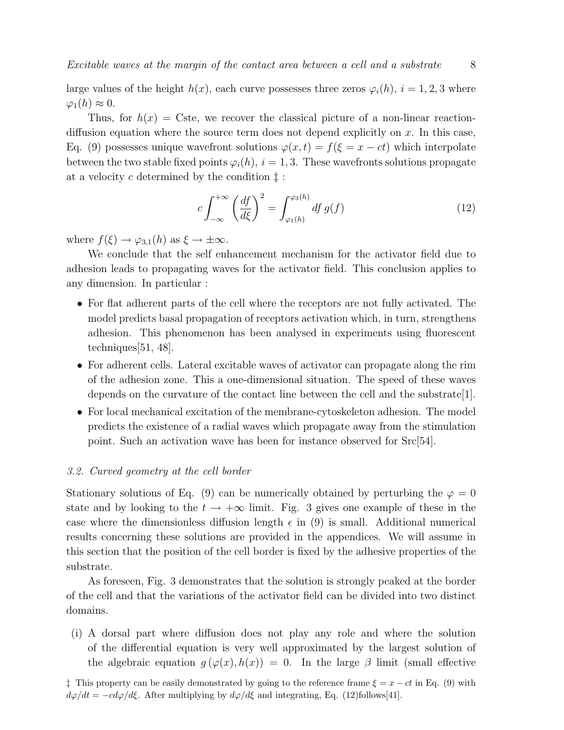large values of the height $h(x)$, each curve possesses three zeros $\varphi_i(h)$, $i = 1, 2, 3$ where $\varphi_1(h) \approx 0$.

Thus, for $h(x) = \text{Cste}$, we recover the classical picture of a non-linear reaction-diffusion equation where the source term does not depend explicitly on $x$. In this case, Eq. (9) possesses unique wavefront solutions $\varphi(x,t) = f(\xi = x - ct)$ which interpolate between the two stable fixed points $\varphi_i(h)$, $i = 1, 3$. These wavefronts solutions propagate at a velocity $c$ determined by the condition ‡ :

$$c \int_{-\infty}^{+\infty} \left( \frac{df}{d\xi} \right)^2 = \int_{\varphi_1(h)}^{\varphi_3(h)} df \, g(f) \tag{12}$$

where $f(\xi) \to \varphi_{3,1}(h)$ as $\xi \to \pm\infty$.

We conclude that the self enhancement mechanism for the activator field due to adhesion leads to propagating waves for the activator field. This conclusion applies to any dimension. In particular :

- For flat adherent parts of the cell where the receptors are not fully activated. The model predicts basal propagation of receptors activation which, in turn, strengthens adhesion. This phenomenon has been analysed in experiments using fluorescent techniques[51, 48].
- For adherent cells. Lateral excitable waves of activator can propagate along the rim of the adhesion zone. This a one-dimensional situation. The speed of these waves depends on the curvature of the contact line between the cell and the substrate[1].
- For local mechanical excitation of the membrane-cytoskeleton adhesion. The model predicts the existence of a radial waves which propagate away from the stimulation point. Such an activation wave has been for instance observed for Src[54].

### 3.2. Curved geometry at the cell border

Stationary solutions of Eq. (9) can be numerically obtained by perturbing the $\varphi = 0$ state and by looking to the $t \to +\infty$ limit. Fig. 3 gives one example of these in the case where the dimensionless diffusion length $\epsilon$ in (9) is small. Additional numerical results concerning these solutions are provided in the appendices. We will assume in this section that the position of the cell border is fixed by the adhesive properties of the substrate.

As foreseen, Fig. 3 demonstrates that the solution is strongly peaked at the border of the cell and that the variations of the activator field can be divided into two distinct domains.

(i) A dorsal part where diffusion does not play any role and where the solution of the differential equation is very well approximated by the largest solution of the algebraic equation $g(\varphi(x), h(x)) = 0$. In the large $\beta$ limit (small effective

‡ This property can be easily demonstrated by going to the reference frame $\xi = x - ct$ in Eq. (9) with $d\varphi/dt = -c d\varphi/d\xi$. After multiplying by $d\varphi/d\xi$ and integrating, Eq. (12)follows[41].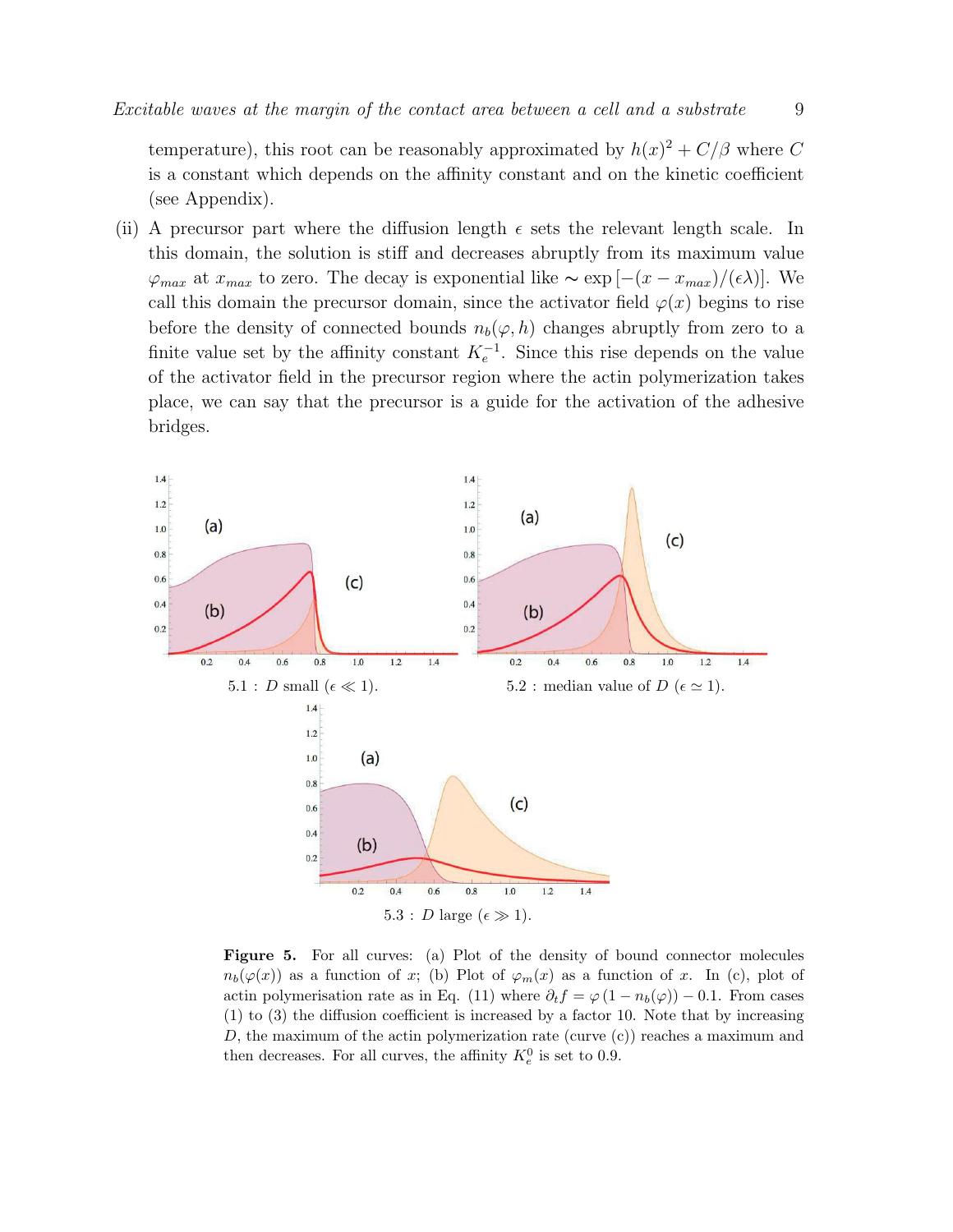temperature), this root can be reasonably approximated by $h(x)^2 + C/\beta$ where $C$ is a constant which depends on the affinity constant and on the kinetic coefficient (see Appendix).

(ii) A precursor part where the diffusion length $\epsilon$ sets the relevant length scale. In this domain, the solution is stiff and decreases abruptly from its maximum value $\varphi_{max}$ at $x_{max}$ to zero. The decay is exponential like $\sim \exp\left[-(x - x_{max})/(\epsilon\lambda)\right]$. We call this domain the precursor domain, since the activator field $\varphi(x)$ begins to rise before the density of connected bounds $n_b(\varphi, h)$ changes abruptly from zero to a finite value set by the affinity constant $K_e^{-1}$. Since this rise depends on the value of the activator field in the precursor region where the actin polymerization takes place, we can say that the precursor is a guide for the activation of the adhesive bridges.

5.1 : $D$ small ($\epsilon \ll 1$).

5.2 : median value of $D$ ($\epsilon \simeq 1$).

5.3 : $D$ large ($\epsilon \gg 1$).

**Figure 5.** For all curves: (a) Plot of the density of bound connector molecules $n_b(\varphi(x))$ as a function of $x$; (b) Plot of $\varphi_m(x)$ as a function of $x$. In (c), plot of actin polymerisation rate as in Eq. (11) where $\partial_t f = \varphi\,(1 - n_b(\varphi)) - 0.1$. From cases (1) to (3) the diffusion coefficient is increased by a factor 10. Note that by increasing $D$, the maximum of the actin polymerization rate (curve (c)) reaches a maximum and then decreases. For all curves, the affinity $K_e^0$ is set to 0.9.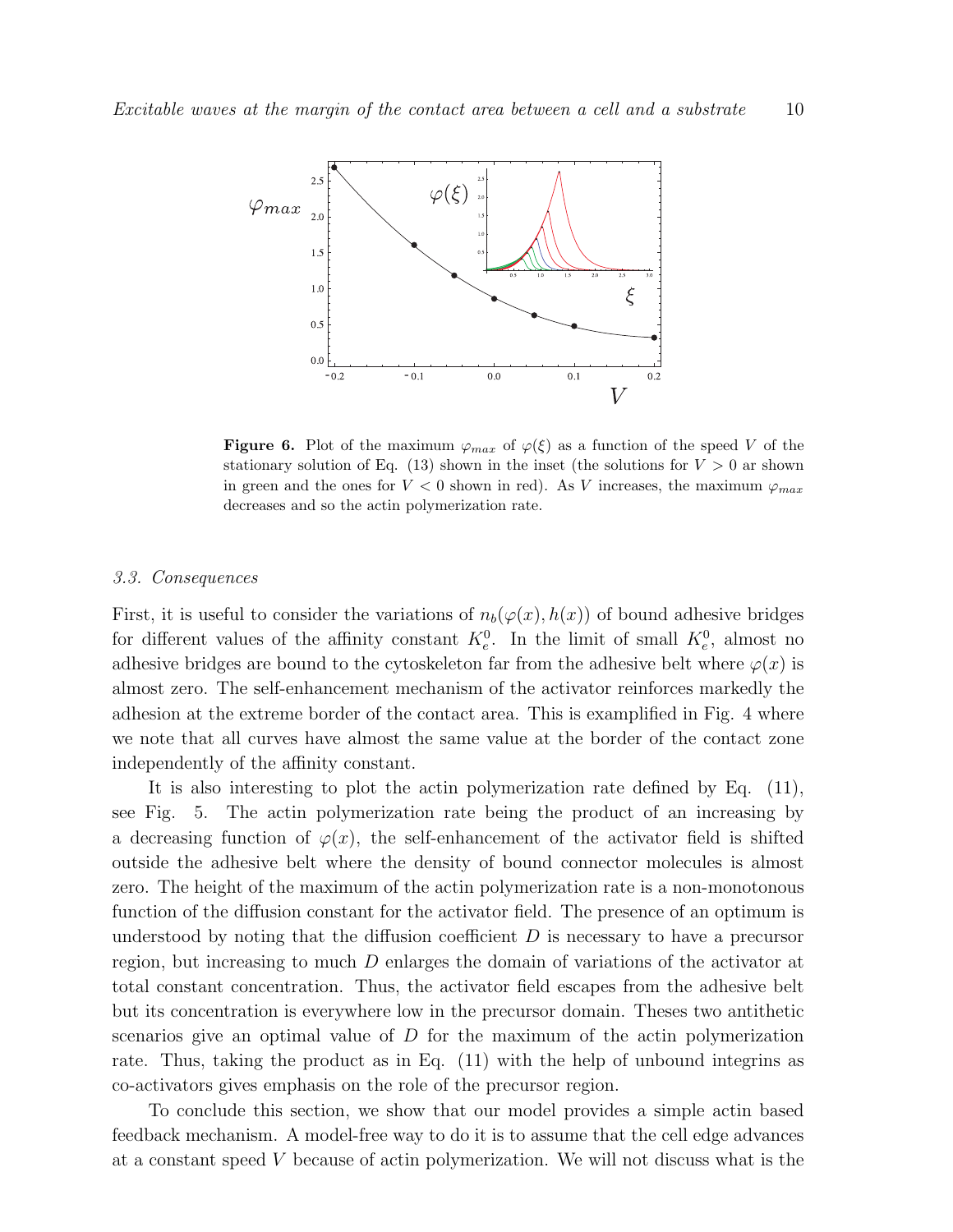**Figure 6.** Plot of the maximum $\varphi_{max}$ of $\varphi(\xi)$ as a function of the speed $V$ of the stationary solution of Eq. (13) shown in the inset (the solutions for $V > 0$ ar shown in green and the ones for $V < 0$ shown in red). As $V$ increases, the maximum $\varphi_{max}$ decreases and so the actin polymerization rate.

### 3.3. Consequences

First, it is useful to consider the variations of $n_b(\varphi(x), h(x))$ of bound adhesive bridges for different values of the affinity constant $K_e^0$. In the limit of small $K_e^0$, almost no adhesive bridges are bound to the cytoskeleton far from the adhesive belt where $\varphi(x)$ is almost zero. The self-enhancement mechanism of the activator reinforces markedly the adhesion at the extreme border of the contact area. This is examplified in Fig. 4 where we note that all curves have almost the same value at the border of the contact zone independently of the affinity constant.

It is also interesting to plot the actin polymerization rate defined by Eq. (11), see Fig. 5. The actin polymerization rate being the product of an increasing by a decreasing function of $\varphi(x)$, the self-enhancement of the activator field is shifted outside the adhesive belt where the density of bound connector molecules is almost zero. The height of the maximum of the actin polymerization rate is a non-monotonous function of the diffusion constant for the activator field. The presence of an optimum is understood by noting that the diffusion coefficient $D$ is necessary to have a precursor region, but increasing to much $D$ enlarges the domain of variations of the activator at total constant concentration. Thus, the activator field escapes from the adhesive belt but its concentration is everywhere low in the precursor domain. Theses two antithetic scenarios give an optimal value of $D$ for the maximum of the actin polymerization rate. Thus, taking the product as in Eq. (11) with the help of unbound integrins as co-activators gives emphasis on the role of the precursor region.

To conclude this section, we show that our model provides a simple actin based feedback mechanism. A model-free way to do it is to assume that the cell edge advances at a constant speed $V$ because of actin polymerization. We will not discuss what is the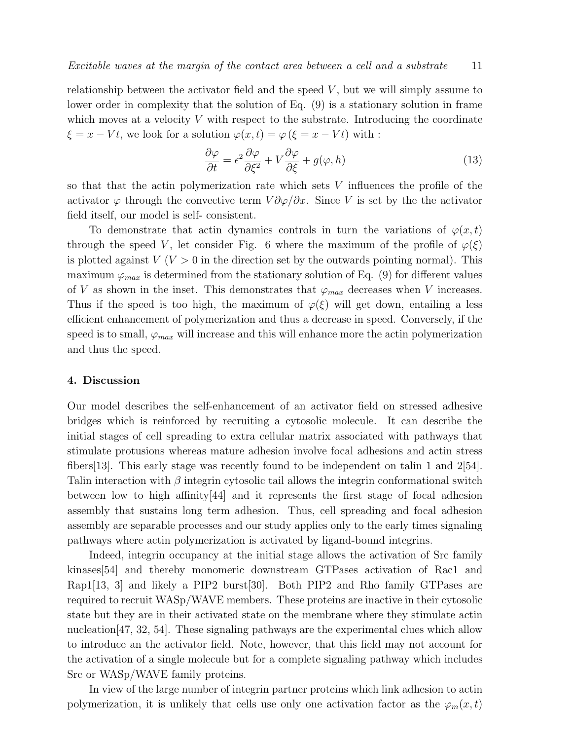relationship between the activator field and the speed $V$, but we will simply assume to lower order in complexity that the solution of Eq. (9) is a stationary solution in frame which moves at a velocity $V$ with respect to the substrate. Introducing the coordinate $\xi = x - Vt$, we look for a solution $\varphi(x,t) = \varphi(\xi = x - Vt)$ with :

$$\frac{\partial \varphi}{\partial t} = \epsilon^2 \frac{\partial \varphi}{\partial \xi^2} + V \frac{\partial \varphi}{\partial \xi} + g(\varphi, h) \tag{13}$$

so that that the actin polymerization rate which sets $V$ influences the profile of the activator $\varphi$ through the convective term $V \partial \varphi / \partial x$. Since $V$ is set by the the activator field itself, our model is self- consistent.

To demonstrate that actin dynamics controls in turn the variations of $\varphi(x,t)$ through the speed $V$, let consider Fig. 6 where the maximum of the profile of $\varphi(\xi)$ is plotted against $V$ ($V > 0$ in the direction set by the outwards pointing normal). This maximum $\varphi_{max}$ is determined from the stationary solution of Eq. (9) for different values of $V$ as shown in the inset. This demonstrates that $\varphi_{max}$ decreases when $V$ increases. Thus if the speed is too high, the maximum of $\varphi(\xi)$ will get down, entailing a less efficient enhancement of polymerization and thus a decrease in speed. Conversely, if the speed is to small, $\varphi_{max}$ will increase and this will enhance more the actin polymerization and thus the speed.

## 4. Discussion

Our model describes the self-enhancement of an activator field on stressed adhesive bridges which is reinforced by recruiting a cytosolic molecule. It can describe the initial stages of cell spreading to extra cellular matrix associated with pathways that stimulate protusions whereas mature adhesion involve focal adhesions and actin stress fibers[13]. This early stage was recently found to be independent on talin 1 and 2[54]. Talin interaction with $\beta$ integrin cytosolic tail allows the integrin conformational switch between low to high affinity[44] and it represents the first stage of focal adhesion assembly that sustains long term adhesion. Thus, cell spreading and focal adhesion assembly are separable processes and our study applies only to the early times signaling pathways where actin polymerization is activated by ligand-bound integrins.

Indeed, integrin occupancy at the initial stage allows the activation of Src family kinases[54] and thereby monomeric downstream GTPases activation of Rac1 and Rap1[13, 3] and likely a PIP2 burst[30]. Both PIP2 and Rho family GTPases are required to recruit WASp/WAVE members. These proteins are inactive in their cytosolic state but they are in their activated state on the membrane where they stimulate actin nucleation[47, 32, 54]. These signaling pathways are the experimental clues which allow to introduce an the activator field. Note, however, that this field may not account for the activation of a single molecule but for a complete signaling pathway which includes Src or WASp/WAVE family proteins.

In view of the large number of integrin partner proteins which link adhesion to actin polymerization, it is unlikely that cells use only one activation factor as the $\varphi_m(x,t)$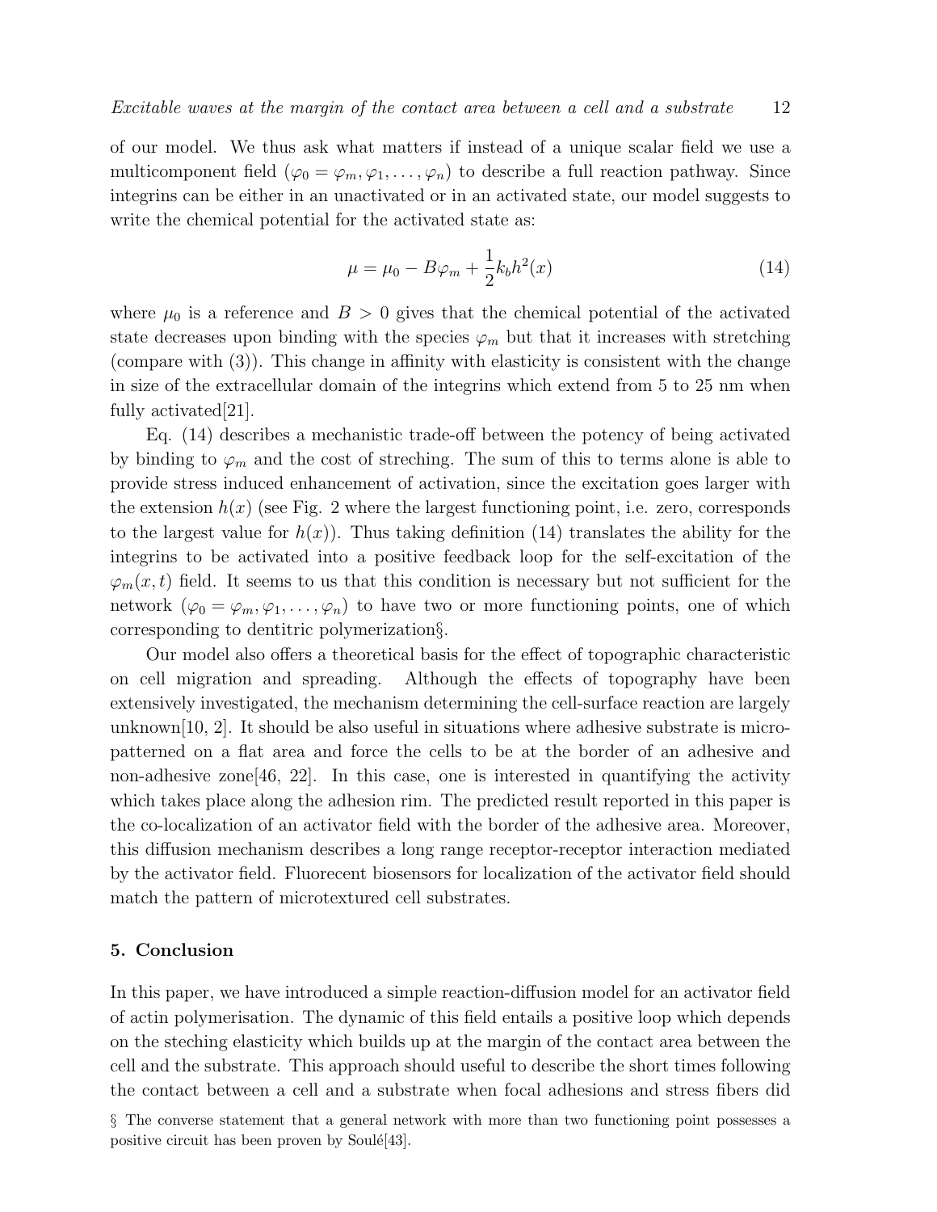of our model. We thus ask what matters if instead of a unique scalar field we use a multicomponent field ($\varphi_0 = \varphi_m, \varphi_1, \ldots, \varphi_n$) to describe a full reaction pathway. Since integrins can be either in an unactivated or in an activated state, our model suggests to write the chemical potential for the activated state as:

$$\mu = \mu_0 - B\varphi_m + \frac{1}{2}k_b h^2(x) \tag{14}$$

where $\mu_0$ is a reference and $B > 0$ gives that the chemical potential of the activated state decreases upon binding with the species $\varphi_m$ but that it increases with stretching (compare with (3)). This change in affinity with elasticity is consistent with the change in size of the extracellular domain of the integrins which extend from 5 to 25 nm when fully activated[21].

Eq. (14) describes a mechanistic trade-off between the potency of being activated by binding to $\varphi_m$ and the cost of streching. The sum of this to terms alone is able to provide stress induced enhancement of activation, since the excitation goes larger with the extension $h(x)$ (see Fig. 2 where the largest functioning point, i.e. zero, corresponds to the largest value for $h(x)$). Thus taking definition (14) translates the ability for the integrins to be activated into a positive feedback loop for the self-excitation of the $\varphi_m(x, t)$ field. It seems to us that this condition is necessary but not sufficient for the network ($\varphi_0 = \varphi_m, \varphi_1, \ldots, \varphi_n$) to have two or more functioning points, one of which corresponding to dentitric polymerization§.

Our model also offers a theoretical basis for the effect of topographic characteristic on cell migration and spreading. Although the effects of topography have been extensively investigated, the mechanism determining the cell-surface reaction are largely unknown[10, 2]. It should be also useful in situations where adhesive substrate is micro-patterned on a flat area and force the cells to be at the border of an adhesive and non-adhesive zone[46, 22]. In this case, one is interested in quantifying the activity which takes place along the adhesion rim. The predicted result reported in this paper is the co-localization of an activator field with the border of the adhesive area. Moreover, this diffusion mechanism describes a long range receptor-receptor interaction mediated by the activator field. Fluorecent biosensors for localization of the activator field should match the pattern of microtextured cell substrates.

## 5. Conclusion

In this paper, we have introduced a simple reaction-diffusion model for an activator field of actin polymerisation. The dynamic of this field entails a positive loop which depends on the steching elasticity which builds up at the margin of the contact area between the cell and the substrate. This approach should useful to describe the short times following the contact between a cell and a substrate when focal adhesions and stress fibers did

§ The converse statement that a general network with more than two functioning point possesses a positive circuit has been proven by Soulé[43].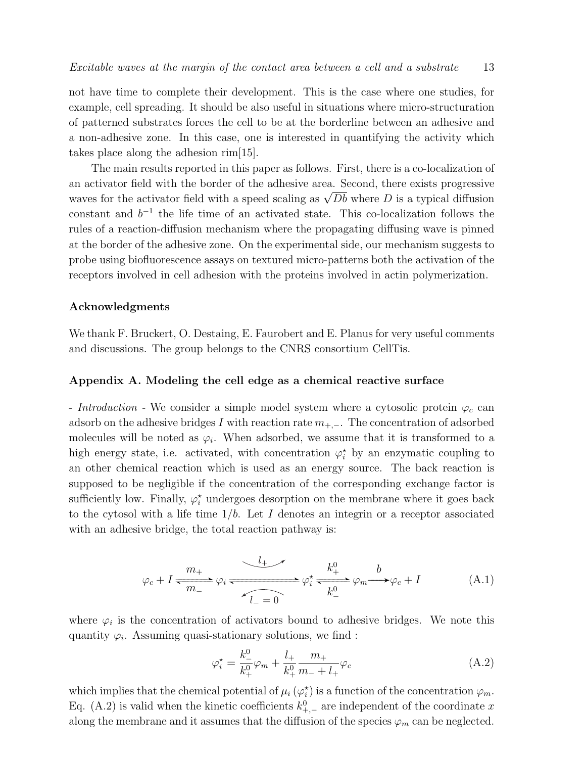not have time to complete their development. This is the case where one studies, for example, cell spreading. It should be also useful in situations where micro-structuration of patterned substrates forces the cell to be at the borderline between an adhesive and a non-adhesive zone. In this case, one is interested in quantifying the activity which takes place along the adhesion rim[15].

The main results reported in this paper as follows. First, there is a co-localization of an activator field with the border of the adhesive area. Second, there exists progressive waves for the activator field with a speed scaling as $\sqrt{Db}$ where $D$ is a typical diffusion constant and $b^{-1}$ the life time of an activated state. This co-localization follows the rules of a reaction-diffusion mechanism where the propagating diffusing wave is pinned at the border of the adhesive zone. On the experimental side, our mechanism suggests to probe using biofluorescence assays on textured micro-patterns both the activation of the receptors involved in cell adhesion with the proteins involved in actin polymerization.

### Acknowledgments

We thank F. Bruckert, O. Destaing, E. Faurobert and E. Planus for very useful comments and discussions. The group belongs to the CNRS consortium CellTis.

### Appendix A. Modeling the cell edge as a chemical reactive surface

- *Introduction* - We consider a simple model system where a cytosolic protein $\varphi_c$ can adsorb on the adhesive bridges $I$ with reaction rate $m_{+,-}$. The concentration of adsorbed molecules will be noted as $\varphi_i$. When adsorbed, we assume that it is transformed to a high energy state, i.e. activated, with concentration $\varphi_i^\star$ by an enzymatic coupling to an other chemical reaction which is used as an energy source. The back reaction is supposed to be negligible if the concentration of the corresponding exchange factor is sufficiently low. Finally, $\varphi_i^\star$ undergoes desorption on the membrane where it goes back to the cytosol with a life time $1/b$. Let $I$ denotes an integrin or a receptor associated with an adhesive bridge, the total reaction pathway is:

$$\varphi_c + I \underset{m_-}{\overset{m_+}{\rightleftharpoons}} \varphi_i \underset{l_- = 0}{\overset{l_+}{\rightleftharpoons}} \varphi_i^\star \underset{k_-^0}{\overset{k_+^0}{\rightleftharpoons}} \varphi_m \overset{b}{\longrightarrow} \varphi_c + I \tag{A.1}$$

where $\varphi_i$ is the concentration of activators bound to adhesive bridges. We note this quantity $\varphi_i$. Assuming quasi-stationary solutions, we find :

$$\varphi_i^\star = \frac{k_-^0}{k_+^0}\varphi_m + \frac{l_+}{k_+^0}\frac{m_+}{m_- + l_+}\varphi_c \tag{A.2}$$

which implies that the chemical potential of $\mu_i(\varphi_i^\star)$ is a function of the concentration $\varphi_m$. Eq. (A.2) is valid when the kinetic coefficients $k_{+,-}^0$ are independent of the coordinate $x$ along the membrane and it assumes that the diffusion of the species $\varphi_m$ can be neglected.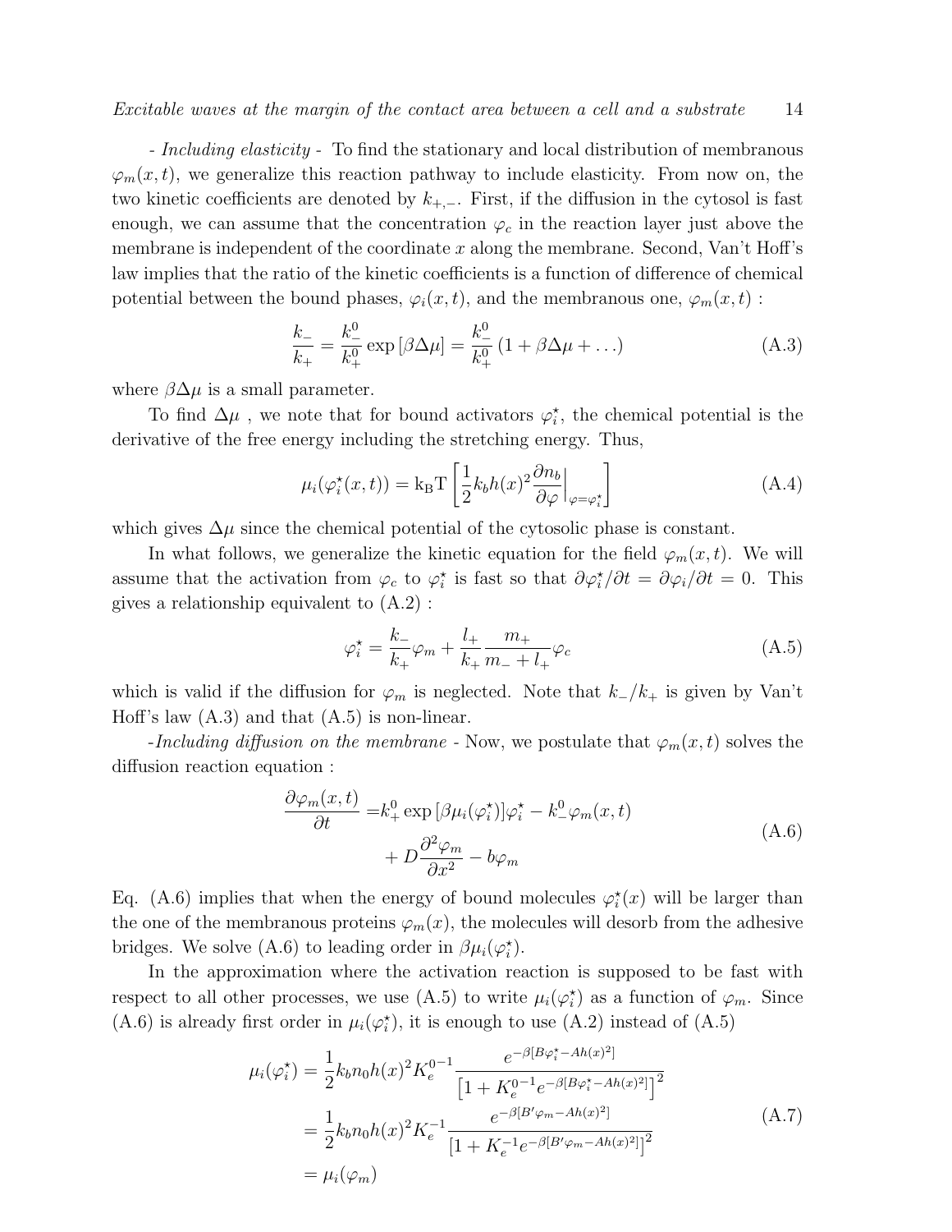*- Including elasticity -* To find the stationary and local distribution of membranous $\varphi_m(x,t)$, we generalize this reaction pathway to include elasticity. From now on, the two kinetic coefficients are denoted by $k_{+,-}$. First, if the diffusion in the cytosol is fast enough, we can assume that the concentration $\varphi_c$ in the reaction layer just above the membrane is independent of the coordinate $x$ along the membrane. Second, Van't Hoff's law implies that the ratio of the kinetic coefficients is a function of difference of chemical potential between the bound phases, $\varphi_i(x,t)$, and the membranous one, $\varphi_m(x,t)$ :

$$\frac{k_-}{k_+} = \frac{k_-^0}{k_+^0} \exp\left[\beta \Delta\mu\right] = \frac{k_-^0}{k_+^0}\left(1 + \beta\Delta\mu + \ldots\right) \tag{A.3}$$

where $\beta\Delta\mu$ is a small parameter.

To find $\Delta\mu$ , we note that for bound activators $\varphi_i^\star$, the chemical potential is the derivative of the free energy including the stretching energy. Thus,

$$\mu_i(\varphi_i^\star(x,t)) = \mathrm{k_B T}\left[\frac{1}{2}k_b h(x)^2 \frac{\partial n_b}{\partial \varphi}\Big|_{\varphi=\varphi_i^\star}\right] \tag{A.4}$$

which gives $\Delta\mu$ since the chemical potential of the cytosolic phase is constant.

In what follows, we generalize the kinetic equation for the field $\varphi_m(x,t)$. We will assume that the activation from $\varphi_c$ to $\varphi_i^\star$ is fast so that $\partial\varphi_i^\star/\partial t = \partial\varphi_i/\partial t = 0$. This gives a relationship equivalent to (A.2) :

$$\varphi_i^\star = \frac{k_-}{k_+}\varphi_m + \frac{l_+}{k_+}\frac{m_+}{m_- + l_+}\varphi_c \tag{A.5}$$

which is valid if the diffusion for $\varphi_m$ is neglected. Note that $k_-/k_+$ is given by Van't Hoff's law (A.3) and that (A.5) is non-linear.

*-Including diffusion on the membrane -* Now, we postulate that $\varphi_m(x,t)$ solves the diffusion reaction equation :

$$\begin{aligned}\frac{\partial\varphi_m(x,t)}{\partial t} =& k_+^0 \exp\left[\beta\mu_i(\varphi_i^\star)\right]\varphi_i^\star - k_-^0\varphi_m(x,t) \\ &+ D\frac{\partial^2\varphi_m}{\partial x^2} - b\varphi_m\end{aligned} \tag{A.6}$$

Eq. (A.6) implies that when the energy of bound molecules $\varphi_i^\star(x)$ will be larger than the one of the membranous proteins $\varphi_m(x)$, the molecules will desorb from the adhesive bridges. We solve (A.6) to leading order in $\beta\mu_i(\varphi_i^\star)$.

In the approximation where the activation reaction is supposed to be fast with respect to all other processes, we use (A.5) to write $\mu_i(\varphi_i^\star)$ as a function of $\varphi_m$. Since (A.6) is already first order in $\mu_i(\varphi_i^\star)$, it is enough to use (A.2) instead of (A.5)

$$\begin{aligned}\mu_i(\varphi_i^\star) &= \frac{1}{2}k_b n_0 h(x)^2 K_e^{0\,-1}\frac{e^{-\beta[B\varphi_i^\star - Ah(x)^2]}}{\left[1 + K_e^{0\,-1}e^{-\beta[B\varphi_i^\star - Ah(x)^2]}\right]^2} \\ &= \frac{1}{2}k_b n_0 h(x)^2 K_e^{-1}\frac{e^{-\beta[B'\varphi_m - Ah(x)^2]}}{\left[1 + K_e^{-1}e^{-\beta[B'\varphi_m - Ah(x)^2]}\right]^2} \\ &= \mu_i(\varphi_m)\end{aligned} \tag{A.7}$$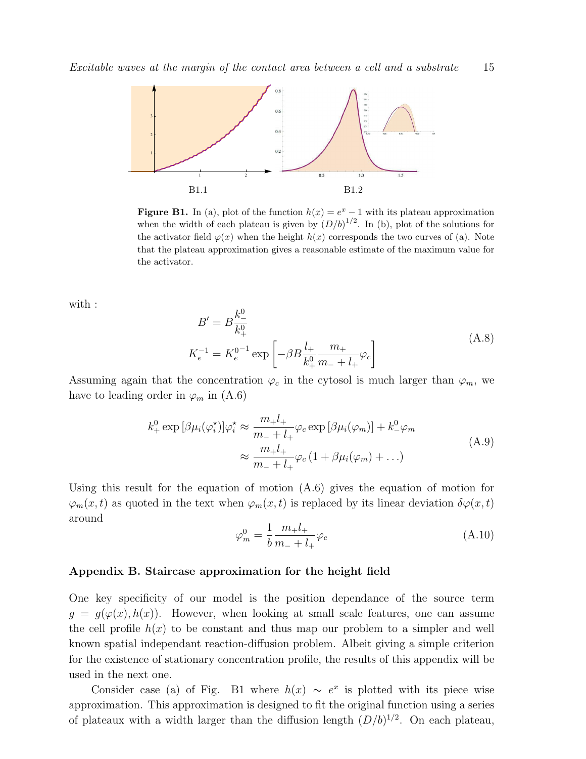B1.1 B1.2

**Figure B1.** In (a), plot of the function $h(x) = e^x - 1$ with its plateau approximation when the width of each plateau is given by $(D/b)^{1/2}$. In (b), plot of the solutions for the activator field $\varphi(x)$ when the height $h(x)$ corresponds the two curves of (a). Note that the plateau approximation gives a reasonable estimate of the maximum value for the activator.

with :

$$
\begin{aligned}
B' &= B\frac{k_-^0}{k_+^0} \\
K_e^{-1} &= K_e^{0\,-1} \exp\left[-\beta B \frac{l_+}{k_+^0}\frac{m_+}{m_- + l_+}\varphi_c\right]
\end{aligned}
\tag{A.8}
$$

Assuming again that the concentration $\varphi_c$ in the cytosol is much larger than $\varphi_m$, we have to leading order in $\varphi_m$ in (A.6)

$$
\begin{aligned}
k_+^0 \exp\left[\beta\mu_i(\varphi_i^\star)\right]\varphi_i^\star &\approx \frac{m_+ l_+}{m_- + l_+}\varphi_c \exp\left[\beta\mu_i(\varphi_m)\right] + k_-^0\varphi_m \\
&\approx \frac{m_+ l_+}{m_- + l_+}\varphi_c\left(1 + \beta\mu_i(\varphi_m) + \ldots\right)
\end{aligned}
\tag{A.9}
$$

Using this result for the equation of motion (A.6) gives the equation of motion for $\varphi_m(x,t)$ as quoted in the text when $\varphi_m(x,t)$ is replaced by its linear deviation $\delta\varphi(x,t)$ around

$$
\varphi_m^0 = \frac{1}{b}\frac{m_+ l_+}{m_- + l_+}\varphi_c
\tag{A.10}
$$

## Appendix B. Staircase approximation for the height field

One key specificity of our model is the position dependance of the source term $g = g(\varphi(x), h(x))$. However, when looking at small scale features, one can assume the cell profile $h(x)$ to be constant and thus map our problem to a simpler and well known spatial independant reaction-diffusion problem. Albeit giving a simple criterion for the existence of stationary concentration profile, the results of this appendix will be used in the next one.

Consider case (a) of Fig. B1 where $h(x) \sim e^x$ is plotted with its piece wise approximation. This approximation is designed to fit the original function using a series of plateaux with a width larger than the diffusion length $(D/b)^{1/2}$. On each plateau,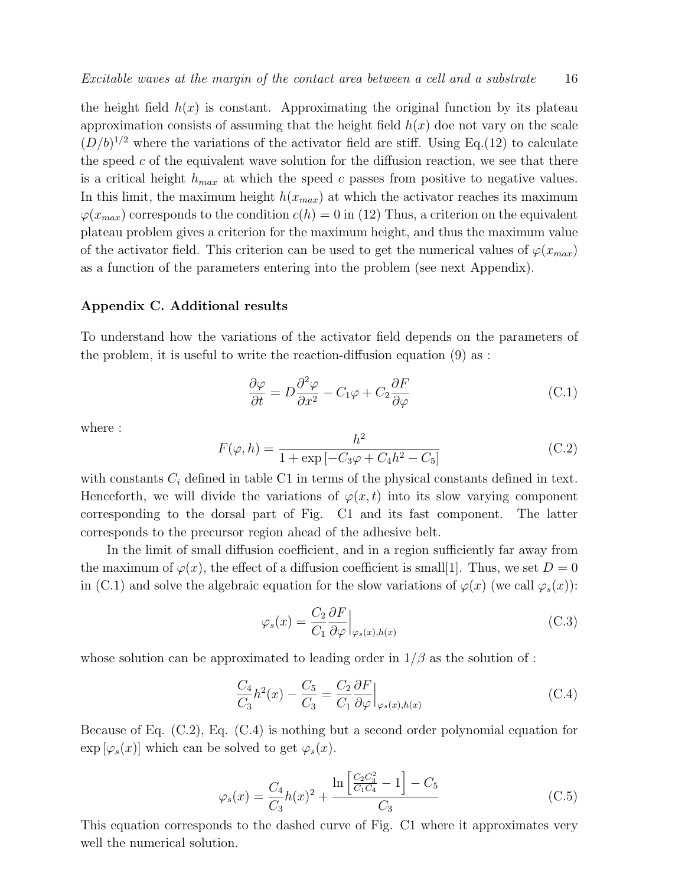the height field $h(x)$ is constant. Approximating the original function by its plateau approximation consists of assuming that the height field $h(x)$ doe not vary on the scale $(D/b)^{1/2}$ where the variations of the activator field are stiff. Using Eq.(12) to calculate the speed $c$ of the equivalent wave solution for the diffusion reaction, we see that there is a critical height $h_{max}$ at which the speed $c$ passes from positive to negative values. In this limit, the maximum height $h(x_{max})$ at which the activator reaches its maximum $\varphi(x_{max})$ corresponds to the condition $c(h) = 0$ in (12) Thus, a criterion on the equivalent plateau problem gives a criterion for the maximum height, and thus the maximum value of the activator field. This criterion can be used to get the numerical values of $\varphi(x_{max})$ as a function of the parameters entering into the problem (see next Appendix).

## Appendix C. Additional results

To understand how the variations of the activator field depends on the parameters of the problem, it is useful to write the reaction-diffusion equation (9) as :

$$\frac{\partial \varphi}{\partial t} = D\frac{\partial^2 \varphi}{\partial x^2} - C_1\varphi + C_2\frac{\partial F}{\partial \varphi} \tag{C.1}$$

where :

$$F(\varphi, h) = \frac{h^2}{1 + \exp\left[-C_3\varphi + C_4 h^2 - C_5\right]} \tag{C.2}$$

with constants $C_i$ defined in table C1 in terms of the physical constants defined in text. Henceforth, we will divide the variations of $\varphi(x,t)$ into its slow varying component corresponding to the dorsal part of Fig. C1 and its fast component. The latter corresponds to the precursor region ahead of the adhesive belt.

In the limit of small diffusion coefficient, and in a region sufficiently far away from the maximum of $\varphi(x)$, the effect of a diffusion coefficient is small[1]. Thus, we set $D = 0$ in (C.1) and solve the algebraic equation for the slow variations of $\varphi(x)$ (we call $\varphi_s(x)$):

$$\varphi_s(x) = \frac{C_2}{C_1}\frac{\partial F}{\partial \varphi}\Big|_{\varphi_s(x),h(x)} \tag{C.3}$$

whose solution can be approximated to leading order in $1/\beta$ as the solution of :

$$\frac{C_4}{C_3}h^2(x) - \frac{C_5}{C_3} = \frac{C_2}{C_1}\frac{\partial F}{\partial \varphi}\Big|_{\varphi_s(x),h(x)} \tag{C.4}$$

Because of Eq. (C.2), Eq. (C.4) is nothing but a second order polynomial equation for $\exp\left[\varphi_s(x)\right]$ which can be solved to get $\varphi_s(x)$.

$$\varphi_s(x) = \frac{C_4}{C_3}h(x)^2 + \frac{\ln\left[\frac{C_2 C_3^2}{C_1 C_4} - 1\right] - C_5}{C_3} \tag{C.5}$$

This equation corresponds to the dashed curve of Fig. C1 where it approximates very well the numerical solution.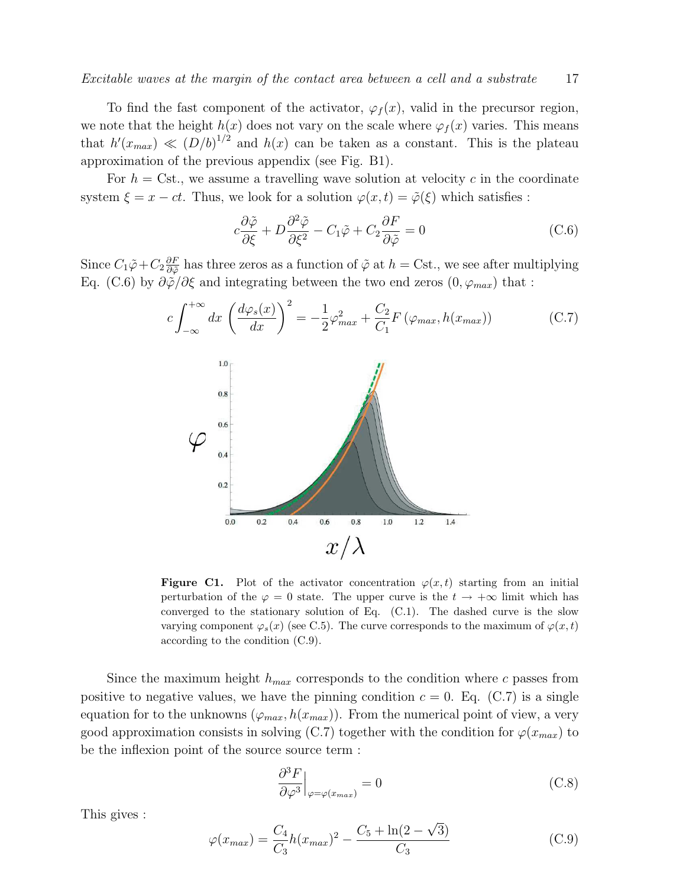To find the fast component of the activator, $\varphi_f(x)$, valid in the precursor region, we note that the height $h(x)$ does not vary on the scale where $\varphi_f(x)$ varies. This means that $h'(x_{max}) \ll (D/b)^{1/2}$ and $h(x)$ can be taken as a constant. This is the plateau approximation of the previous appendix (see Fig. B1).

For $h =$ Cst., we assume a travelling wave solution at velocity $c$ in the coordinate system $\xi = x - ct$. Thus, we look for a solution $\varphi(x,t) = \tilde{\varphi}(\xi)$ which satisfies :

$$c\frac{\partial \tilde{\varphi}}{\partial \xi} + D\frac{\partial^2 \tilde{\varphi}}{\partial \xi^2} - C_1\tilde{\varphi} + C_2\frac{\partial F}{\partial \tilde{\varphi}} = 0 \tag{C.6}$$

Since $C_1\tilde{\varphi} + C_2\frac{\partial F}{\partial \tilde{\varphi}}$ has three zeros as a function of $\tilde{\varphi}$ at $h =$ Cst., we see after multiplying Eq. (C.6) by $\partial\tilde{\varphi}/\partial\xi$ and integrating between the two end zeros $(0, \varphi_{max})$ that :

$$c\int_{-\infty}^{+\infty} dx \left(\frac{d\varphi_s(x)}{dx}\right)^2 = -\frac{1}{2}\varphi_{max}^2 + \frac{C_2}{C_1}F\left(\varphi_{max}, h(x_{max})\right) \tag{C.7}$$

**Figure C1.** Plot of the activator concentration $\varphi(x,t)$ starting from an initial perturbation of the $\varphi = 0$ state. The upper curve is the $t \to +\infty$ limit which has converged to the stationary solution of Eq. (C.1). The dashed curve is the slow varying component $\varphi_s(x)$ (see C.5). The curve corresponds to the maximum of $\varphi(x,t)$ according to the condition (C.9).

Since the maximum height $h_{max}$ corresponds to the condition where $c$ passes from positive to negative values, we have the pinning condition $c = 0$. Eq. (C.7) is a single equation for to the unknowns $(\varphi_{max}, h(x_{max}))$. From the numerical point of view, a very good approximation consists in solving (C.7) together with the condition for $\varphi(x_{max})$ to be the inflexion point of the source source term :

$$\left.\frac{\partial^3 F}{\partial \varphi^3}\right|_{\varphi=\varphi(x_{max})} = 0 \tag{C.8}$$

This gives :

$$\varphi(x_{max}) = \frac{C_4}{C_3}h(x_{max})^2 - \frac{C_5 + \ln(2-\sqrt{3})}{C_3} \tag{C.9}$$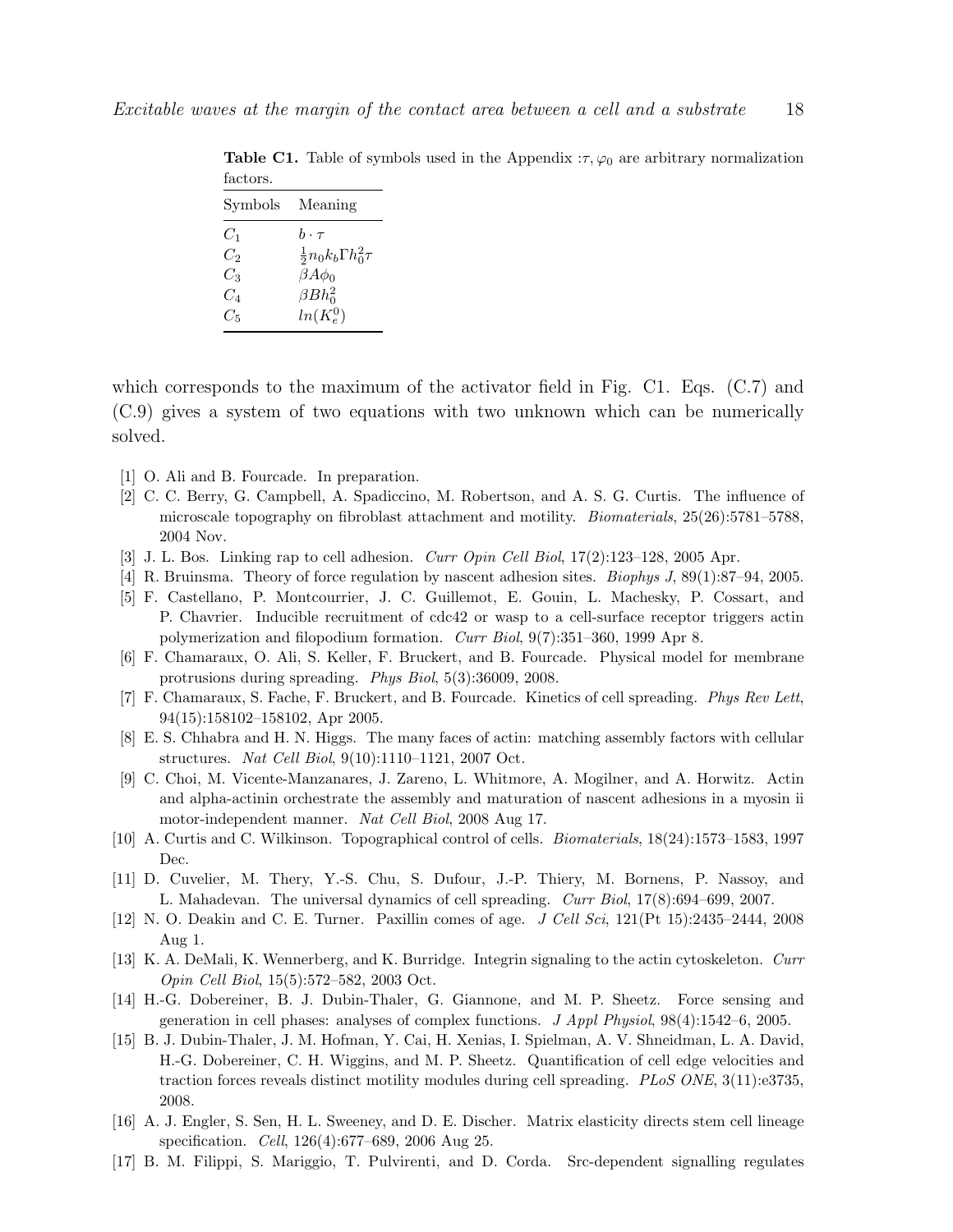**Table C1.** Table of symbols used in the Appendix :$\tau, \varphi_0$ are arbitrary normalization factors.

| Symbols | Meaning |
|---|---|
| $C_1$ | $b \cdot \tau$ |
| $C_2$ | $\frac{1}{2} n_0 k_b \Gamma h_0^2 \tau$ |
| $C_3$ | $\beta A \phi_0$ |
| $C_4$ | $\beta B h_0^2$ |
| $C_5$ | $ln(K_e^0)$ |

which corresponds to the maximum of the activator field in Fig. C1. Eqs. (C.7) and (C.9) gives a system of two equations with two unknown which can be numerically solved.

- [1] O. Ali and B. Fourcade. In preparation.
- [2] C. C. Berry, G. Campbell, A. Spadiccino, M. Robertson, and A. S. G. Curtis. The influence of microscale topography on fibroblast attachment and motility. *Biomaterials*, 25(26):5781–5788, 2004 Nov.
- [3] J. L. Bos. Linking rap to cell adhesion. *Curr Opin Cell Biol*, 17(2):123–128, 2005 Apr.
- [4] R. Bruinsma. Theory of force regulation by nascent adhesion sites. *Biophys J*, 89(1):87–94, 2005.
- [5] F. Castellano, P. Montcourrier, J. C. Guillemot, E. Gouin, L. Machesky, P. Cossart, and P. Chavrier. Inducible recruitment of cdc42 or wasp to a cell-surface receptor triggers actin polymerization and filopodium formation. *Curr Biol*, 9(7):351–360, 1999 Apr 8.
- [6] F. Chamaraux, O. Ali, S. Keller, F. Bruckert, and B. Fourcade. Physical model for membrane protrusions during spreading. *Phys Biol*, 5(3):36009, 2008.
- [7] F. Chamaraux, S. Fache, F. Bruckert, and B. Fourcade. Kinetics of cell spreading. *Phys Rev Lett*, 94(15):158102–158102, Apr 2005.
- [8] E. S. Chhabra and H. N. Higgs. The many faces of actin: matching assembly factors with cellular structures. *Nat Cell Biol*, 9(10):1110–1121, 2007 Oct.
- [9] C. Choi, M. Vicente-Manzanares, J. Zareno, L. Whitmore, A. Mogilner, and A. Horwitz. Actin and alpha-actinin orchestrate the assembly and maturation of nascent adhesions in a myosin ii motor-independent manner. *Nat Cell Biol*, 2008 Aug 17.
- [10] A. Curtis and C. Wilkinson. Topographical control of cells. *Biomaterials*, 18(24):1573–1583, 1997 Dec.
- [11] D. Cuvelier, M. Thery, Y.-S. Chu, S. Dufour, J.-P. Thiery, M. Bornens, P. Nassoy, and L. Mahadevan. The universal dynamics of cell spreading. *Curr Biol*, 17(8):694–699, 2007.
- [12] N. O. Deakin and C. E. Turner. Paxillin comes of age. *J Cell Sci*, 121(Pt 15):2435–2444, 2008 Aug 1.
- [13] K. A. DeMali, K. Wennerberg, and K. Burridge. Integrin signaling to the actin cytoskeleton. *Curr Opin Cell Biol*, 15(5):572–582, 2003 Oct.
- [14] H.-G. Dobereiner, B. J. Dubin-Thaler, G. Giannone, and M. P. Sheetz. Force sensing and generation in cell phases: analyses of complex functions. *J Appl Physiol*, 98(4):1542–6, 2005.
- [15] B. J. Dubin-Thaler, J. M. Hofman, Y. Cai, H. Xenias, I. Spielman, A. V. Shneidman, L. A. David, H.-G. Dobereiner, C. H. Wiggins, and M. P. Sheetz. Quantification of cell edge velocities and traction forces reveals distinct motility modules during cell spreading. *PLoS ONE*, 3(11):e3735, 2008.
- [16] A. J. Engler, S. Sen, H. L. Sweeney, and D. E. Discher. Matrix elasticity directs stem cell lineage specification. *Cell*, 126(4):677–689, 2006 Aug 25.
- [17] B. M. Filippi, S. Mariggio, T. Pulvirenti, and D. Corda. Src-dependent signalling regulates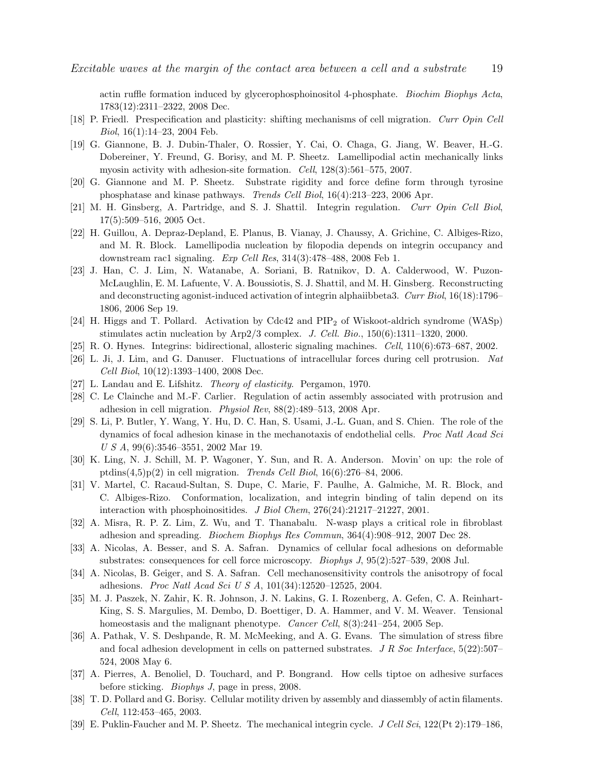actin ruffle formation induced by glycerophosphoinositol 4-phosphate. *Biochim Biophys Acta*, 1783(12):2311–2322, 2008 Dec.

[18] P. Friedl. Prespecification and plasticity: shifting mechanisms of cell migration. *Curr Opin Cell Biol*, 16(1):14–23, 2004 Feb.

[19] G. Giannone, B. J. Dubin-Thaler, O. Rossier, Y. Cai, O. Chaga, G. Jiang, W. Beaver, H.-G. Dobereiner, Y. Freund, G. Borisy, and M. P. Sheetz. Lamellipodial actin mechanically links myosin activity with adhesion-site formation. *Cell*, 128(3):561–575, 2007.

[20] G. Giannone and M. P. Sheetz. Substrate rigidity and force define form through tyrosine phosphatase and kinase pathways. *Trends Cell Biol*, 16(4):213–223, 2006 Apr.

[21] M. H. Ginsberg, A. Partridge, and S. J. Shattil. Integrin regulation. *Curr Opin Cell Biol*, 17(5):509–516, 2005 Oct.

[22] H. Guillou, A. Depraz-Depland, E. Planus, B. Vianay, J. Chaussy, A. Grichine, C. Albiges-Rizo, and M. R. Block. Lamellipodia nucleation by filopodia depends on integrin occupancy and downstream rac1 signaling. *Exp Cell Res*, 314(3):478–488, 2008 Feb 1.

[23] J. Han, C. J. Lim, N. Watanabe, A. Soriani, B. Ratnikov, D. A. Calderwood, W. Puzon-McLaughlin, E. M. Lafuente, V. A. Boussiotis, S. J. Shattil, and M. H. Ginsberg. Reconstructing and deconstructing agonist-induced activation of integrin alphaiibbeta3. *Curr Biol*, 16(18):1796–1806, 2006 Sep 19.

[24] H. Higgs and T. Pollard. Activation by Cdc42 and $PIP_2$ of Wiskoot-aldrich syndrome (WASp) stimulates actin nucleation by Arp2/3 complex. *J. Cell. Bio.*, 150(6):1311–1320, 2000.

[25] R. O. Hynes. Integrins: bidirectional, allosteric signaling machines. *Cell*, 110(6):673–687, 2002.

[26] L. Ji, J. Lim, and G. Danuser. Fluctuations of intracellular forces during cell protrusion. *Nat Cell Biol*, 10(12):1393–1400, 2008 Dec.

[27] L. Landau and E. Lifshitz. *Theory of elasticity*. Pergamon, 1970.

[28] C. Le Clainche and M.-F. Carlier. Regulation of actin assembly associated with protrusion and adhesion in cell migration. *Physiol Rev*, 88(2):489–513, 2008 Apr.

[29] S. Li, P. Butler, Y. Wang, Y. Hu, D. C. Han, S. Usami, J.-L. Guan, and S. Chien. The role of the dynamics of focal adhesion kinase in the mechanotaxis of endothelial cells. *Proc Natl Acad Sci U S A*, 99(6):3546–3551, 2002 Mar 19.

[30] K. Ling, N. J. Schill, M. P. Wagoner, Y. Sun, and R. A. Anderson. Movin' on up: the role of ptdins(4,5)p(2) in cell migration. *Trends Cell Biol*, 16(6):276–84, 2006.

[31] V. Martel, C. Racaud-Sultan, S. Dupe, C. Marie, F. Paulhe, A. Galmiche, M. R. Block, and C. Albiges-Rizo. Conformation, localization, and integrin binding of talin depend on its interaction with phosphoinositides. *J Biol Chem*, 276(24):21217–21227, 2001.

[32] A. Misra, R. P. Z. Lim, Z. Wu, and T. Thanabalu. N-wasp plays a critical role in fibroblast adhesion and spreading. *Biochem Biophys Res Commun*, 364(4):908–912, 2007 Dec 28.

[33] A. Nicolas, A. Besser, and S. A. Safran. Dynamics of cellular focal adhesions on deformable substrates: consequences for cell force microscopy. *Biophys J*, 95(2):527–539, 2008 Jul.

[34] A. Nicolas, B. Geiger, and S. A. Safran. Cell mechanosensitivity controls the anisotropy of focal adhesions. *Proc Natl Acad Sci U S A*, 101(34):12520–12525, 2004.

[35] M. J. Paszek, N. Zahir, K. R. Johnson, J. N. Lakins, G. I. Rozenberg, A. Gefen, C. A. Reinhart-King, S. S. Margulies, M. Dembo, D. Boettiger, D. A. Hammer, and V. M. Weaver. Tensional homeostasis and the malignant phenotype. *Cancer Cell*, 8(3):241–254, 2005 Sep.

[36] A. Pathak, V. S. Deshpande, R. M. McMeeking, and A. G. Evans. The simulation of stress fibre and focal adhesion development in cells on patterned substrates. *J R Soc Interface*, 5(22):507–524, 2008 May 6.

[37] A. Pierres, A. Benoliel, D. Touchard, and P. Bongrand. How cells tiptoe on adhesive surfaces before sticking. *Biophys J*, page in press, 2008.

[38] T. D. Pollard and G. Borisy. Cellular motility driven by assembly and diassembly of actin filaments. *Cell*, 112:453–465, 2003.

[39] E. Puklin-Faucher and M. P. Sheetz. The mechanical integrin cycle. *J Cell Sci*, 122(Pt 2):179–186,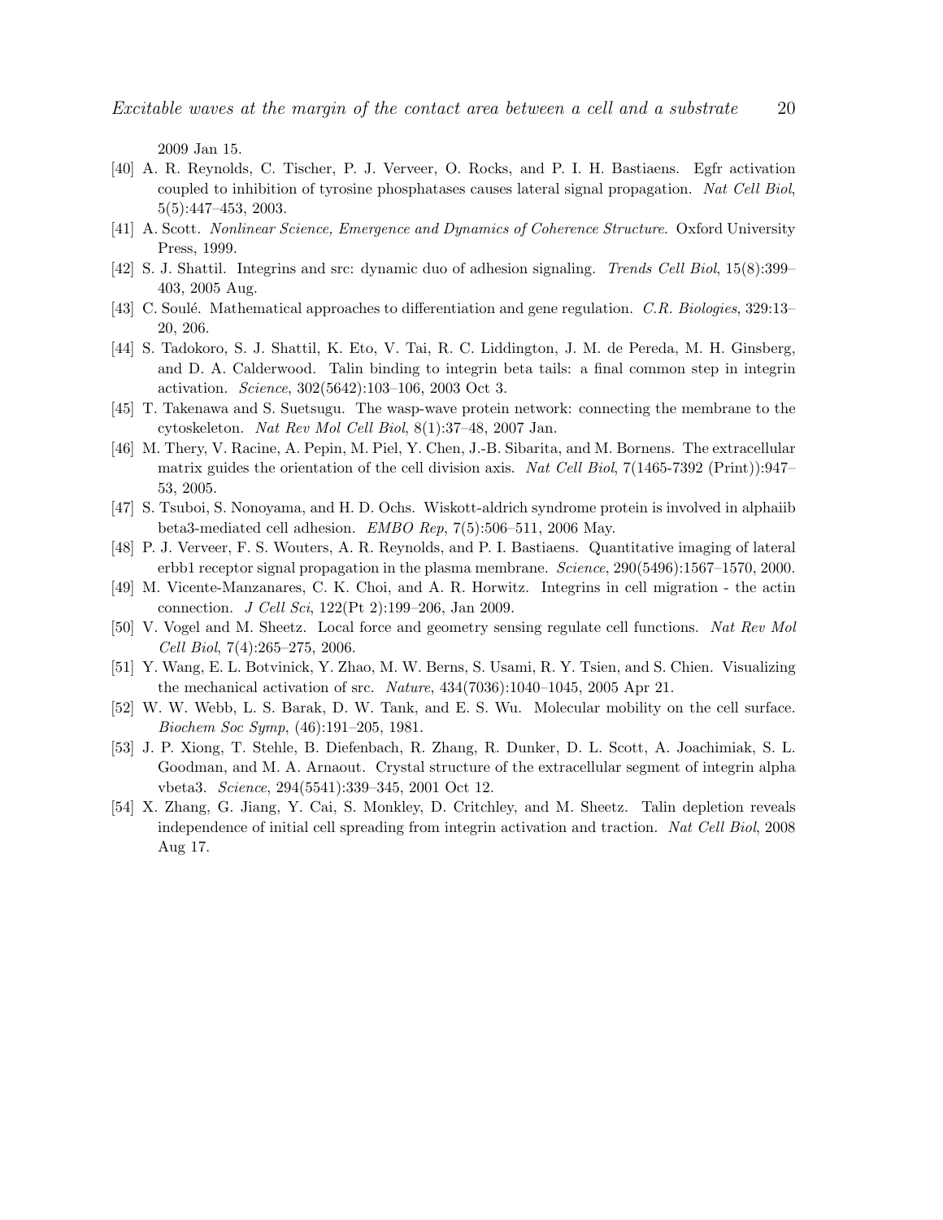2009 Jan 15.

[40] A. R. Reynolds, C. Tischer, P. J. Verveer, O. Rocks, and P. I. H. Bastiaens. Egfr activation coupled to inhibition of tyrosine phosphatases causes lateral signal propagation. *Nat Cell Biol*, 5(5):447–453, 2003.

[41] A. Scott. *Nonlinear Science, Emergence and Dynamics of Coherence Structure*. Oxford University Press, 1999.

[42] S. J. Shattil. Integrins and src: dynamic duo of adhesion signaling. *Trends Cell Biol*, 15(8):399–403, 2005 Aug.

[43] C. Soulé. Mathematical approaches to differentiation and gene regulation. *C.R. Biologies*, 329:13–20, 206.

[44] S. Tadokoro, S. J. Shattil, K. Eto, V. Tai, R. C. Liddington, J. M. de Pereda, M. H. Ginsberg, and D. A. Calderwood. Talin binding to integrin beta tails: a final common step in integrin activation. *Science*, 302(5642):103–106, 2003 Oct 3.

[45] T. Takenawa and S. Suetsugu. The wasp-wave protein network: connecting the membrane to the cytoskeleton. *Nat Rev Mol Cell Biol*, 8(1):37–48, 2007 Jan.

[46] M. Thery, V. Racine, A. Pepin, M. Piel, Y. Chen, J.-B. Sibarita, and M. Bornens. The extracellular matrix guides the orientation of the cell division axis. *Nat Cell Biol*, 7(1465-7392 (Print)):947–53, 2005.

[47] S. Tsuboi, S. Nonoyama, and H. D. Ochs. Wiskott-aldrich syndrome protein is involved in alphaiib beta3-mediated cell adhesion. *EMBO Rep*, 7(5):506–511, 2006 May.

[48] P. J. Verveer, F. S. Wouters, A. R. Reynolds, and P. I. Bastiaens. Quantitative imaging of lateral erbb1 receptor signal propagation in the plasma membrane. *Science*, 290(5496):1567–1570, 2000.

[49] M. Vicente-Manzanares, C. K. Choi, and A. R. Horwitz. Integrins in cell migration - the actin connection. *J Cell Sci*, 122(Pt 2):199–206, Jan 2009.

[50] V. Vogel and M. Sheetz. Local force and geometry sensing regulate cell functions. *Nat Rev Mol Cell Biol*, 7(4):265–275, 2006.

[51] Y. Wang, E. L. Botvinick, Y. Zhao, M. W. Berns, S. Usami, R. Y. Tsien, and S. Chien. Visualizing the mechanical activation of src. *Nature*, 434(7036):1040–1045, 2005 Apr 21.

[52] W. W. Webb, L. S. Barak, D. W. Tank, and E. S. Wu. Molecular mobility on the cell surface. *Biochem Soc Symp*, (46):191–205, 1981.

[53] J. P. Xiong, T. Stehle, B. Diefenbach, R. Zhang, R. Dunker, D. L. Scott, A. Joachimiak, S. L. Goodman, and M. A. Arnaout. Crystal structure of the extracellular segment of integrin alpha vbeta3. *Science*, 294(5541):339–345, 2001 Oct 12.

[54] X. Zhang, G. Jiang, Y. Cai, S. Monkley, D. Critchley, and M. Sheetz. Talin depletion reveals independence of initial cell spreading from integrin activation and traction. *Nat Cell Biol*, 2008 Aug 17.